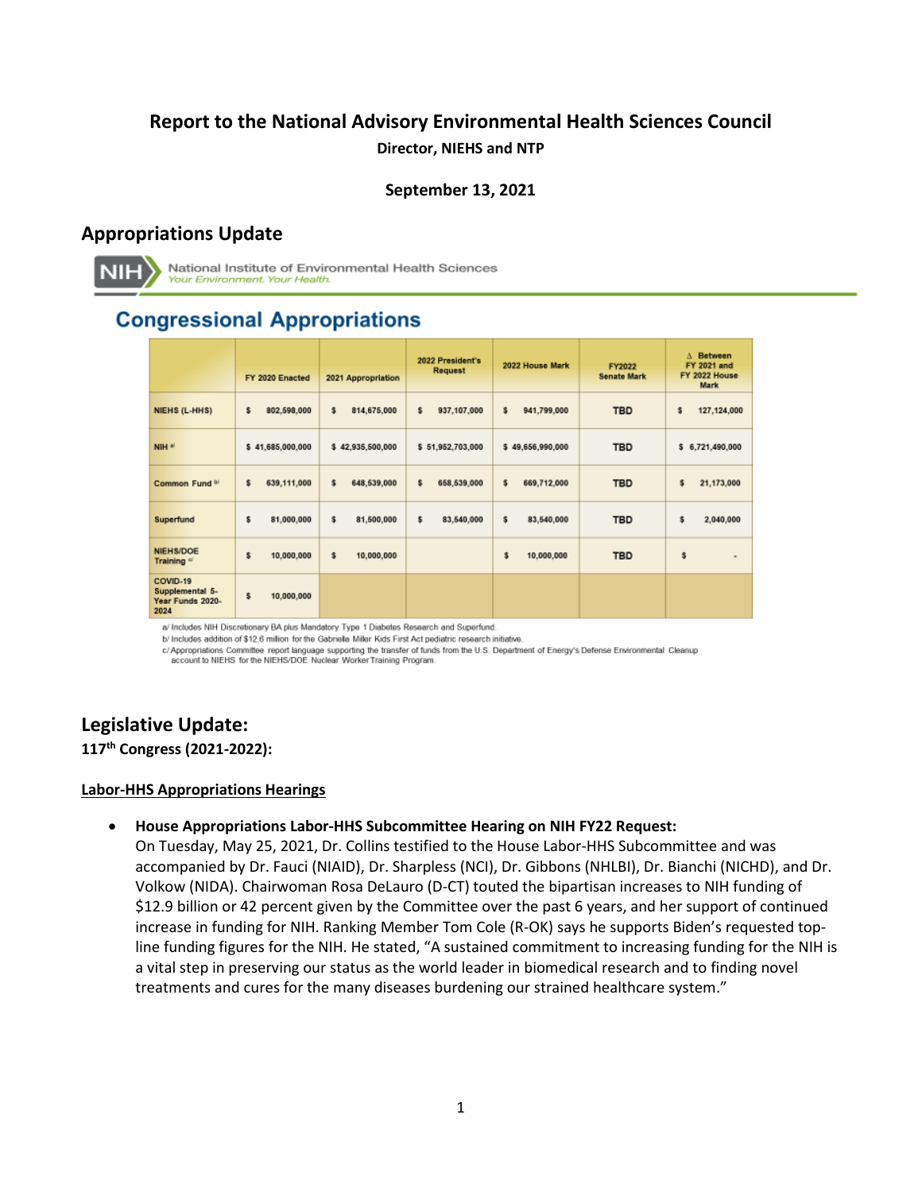# Report to the National Advisory Environmental Health Sciences Council

**Director, NIEHS and NTP**

**September 13, 2021**

## Appropriations Update

NIH National Institute of Environmental Health Sciences
*Your Environment. Your Health.*

### Congressional Appropriations

| | FY 2020 Enacted | 2021 Appropriation | 2022 President's Request | 2022 House Mark | FY2022 Senate Mark | Δ Between FY 2021 and FY 2022 House Mark |
|---|---|---|---|---|---|---|
| NIEHS (L-HHS) | $ 802,598,000 | $ 814,675,000 | $ 937,107,000 | $ 941,799,000 | TBD | $ 127,124,000 |
| NIH [a/] | $ 41,685,000,000 | $ 42,935,500,000 | $ 51,952,703,000 | $ 49,656,990,000 | TBD | $ 6,721,490,000 |
| Common Fund [b/] | $ 639,111,000 | $ 648,539,000 | $ 658,539,000 | $ 669,712,000 | TBD | $ 21,173,000 |
| Superfund | $ 81,000,000 | $ 81,500,000 | $ 83,540,000 | $ 83,540,000 | TBD | $ 2,040,000 |
| NIEHS/DOE Training [c/] | $ 10,000,000 | $ 10,000,000 | | $ 10,000,000 | TBD | $ - |
| COVID-19 Supplemental 5-Year Funds 2020-2024 | $ 10,000,000 | | | | | |

a/ Includes NIH Discretionary BA plus Mandatory Type 1 Diabetes Research and Superfund.
b/ Includes addition of $12.6 million for the Gabriella Miller Kids First Act pediatric research initiative.
c/ Appropriations Committee report language supporting the transfer of funds from the U.S. Department of Energy's Defense Environmental Cleanup account to NIEHS for the NIEHS/DOE Nuclear Worker Training Program.

## Legislative Update:

**117th Congress (2021-2022):**

**Labor-HHS Appropriations Hearings**

- **House Appropriations Labor-HHS Subcommittee Hearing on NIH FY22 Request:**
  On Tuesday, May 25, 2021, Dr. Collins testified to the House Labor-HHS Subcommittee and was accompanied by Dr. Fauci (NIAID), Dr. Sharpless (NCI), Dr. Gibbons (NHLBI), Dr. Bianchi (NICHD), and Dr. Volkow (NIDA). Chairwoman Rosa DeLauro (D-CT) touted the bipartisan increases to NIH funding of $12.9 billion or 42 percent given by the Committee over the past 6 years, and her support of continued increase in funding for NIH. Ranking Member Tom Cole (R-OK) says he supports Biden's requested top-line funding figures for the NIH. He stated, "A sustained commitment to increasing funding for the NIH is a vital step in preserving our status as the world leader in biomedical research and to finding novel treatments and cures for the many diseases burdening our strained healthcare system."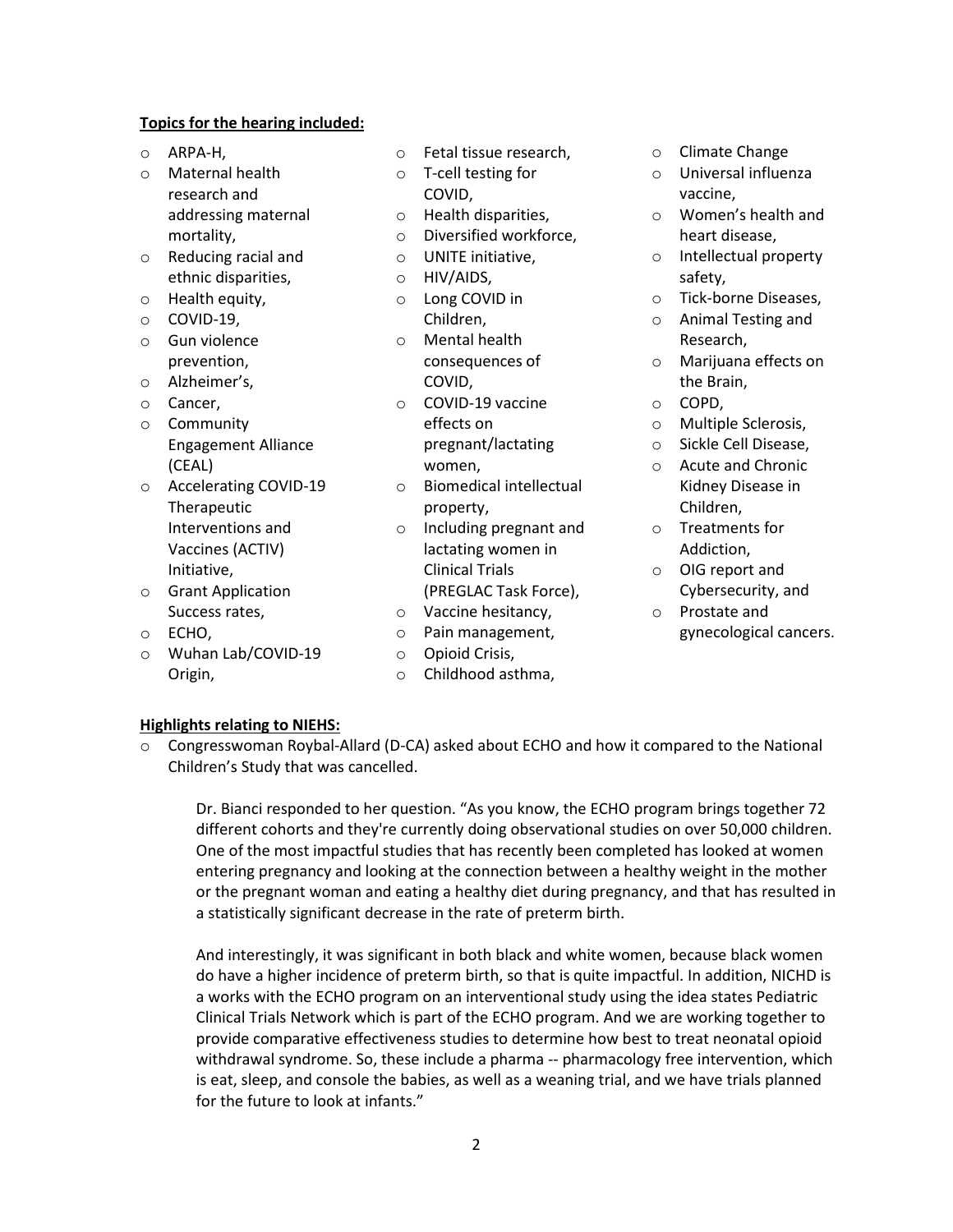**Topics for the hearing included:**

- ARPA-H,
- Maternal health research and addressing maternal mortality,
- Reducing racial and ethnic disparities,
- Health equity,
- COVID-19,
- Gun violence prevention,
- Alzheimer's,
- Cancer,
- Community Engagement Alliance (CEAL)
- Accelerating COVID-19 Therapeutic Interventions and Vaccines (ACTIV) Initiative,
- Grant Application Success rates,
- ECHO,
- Wuhan Lab/COVID-19 Origin,
- Fetal tissue research,
- T-cell testing for COVID,
- Health disparities,
- Diversified workforce,
- UNITE initiative,
- HIV/AIDS,
- Long COVID in Children,
- Mental health consequences of COVID,
- COVID-19 vaccine effects on pregnant/lactating women,
- Biomedical intellectual property,
- Including pregnant and lactating women in Clinical Trials (PREGLAC Task Force),
- Vaccine hesitancy,
- Pain management,
- Opioid Crisis,
- Childhood asthma,
- Climate Change
- Universal influenza vaccine,
- Women's health and heart disease,
- Intellectual property safety,
- Tick-borne Diseases,
- Animal Testing and Research,
- Marijuana effects on the Brain,
- COPD,
- Multiple Sclerosis,
- Sickle Cell Disease,
- Acute and Chronic Kidney Disease in Children,
- Treatments for Addiction,
- OIG report and Cybersecurity, and
- Prostate and gynecological cancers.

**Highlights relating to NIEHS:**

- Congresswoman Roybal-Allard (D-CA) asked about ECHO and how it compared to the National Children's Study that was cancelled.

  Dr. Bianci responded to her question. "As you know, the ECHO program brings together 72 different cohorts and they're currently doing observational studies on over 50,000 children. One of the most impactful studies that has recently been completed has looked at women entering pregnancy and looking at the connection between a healthy weight in the mother or the pregnant woman and eating a healthy diet during pregnancy, and that has resulted in a statistically significant decrease in the rate of preterm birth.

  And interestingly, it was significant in both black and white women, because black women do have a higher incidence of preterm birth, so that is quite impactful. In addition, NICHD is a works with the ECHO program on an interventional study using the idea states Pediatric Clinical Trials Network which is part of the ECHO program. And we are working together to provide comparative effectiveness studies to determine how best to treat neonatal opioid withdrawal syndrome. So, these include a pharma -- pharmacology free intervention, which is eat, sleep, and console the babies, as well as a weaning trial, and we have trials planned for the future to look at infants."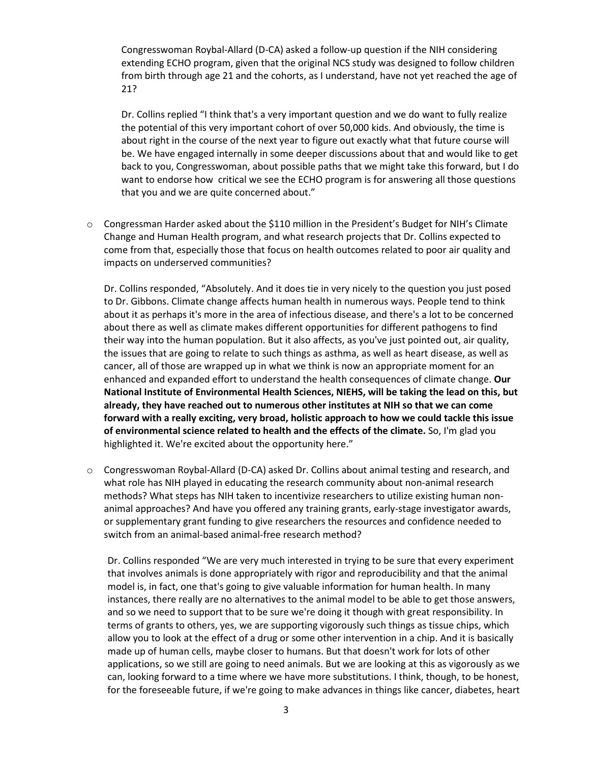Congresswoman Roybal-Allard (D-CA) asked a follow-up question if the NIH considering extending ECHO program, given that the original NCS study was designed to follow children from birth through age 21 and the cohorts, as I understand, have not yet reached the age of 21?

Dr. Collins replied "I think that's a very important question and we do want to fully realize the potential of this very important cohort of over 50,000 kids. And obviously, the time is about right in the course of the next year to figure out exactly what that future course will be. We have engaged internally in some deeper discussions about that and would like to get back to you, Congresswoman, about possible paths that we might take this forward, but I do want to endorse how critical we see the ECHO program is for answering all those questions that you and we are quite concerned about."

- Congressman Harder asked about the $110 million in the President's Budget for NIH's Climate Change and Human Health program, and what research projects that Dr. Collins expected to come from that, especially those that focus on health outcomes related to poor air quality and impacts on underserved communities?

  Dr. Collins responded, "Absolutely. And it does tie in very nicely to the question you just posed to Dr. Gibbons. Climate change affects human health in numerous ways. People tend to think about it as perhaps it's more in the area of infectious disease, and there's a lot to be concerned about there as well as climate makes different opportunities for different pathogens to find their way into the human population. But it also affects, as you've just pointed out, air quality, the issues that are going to relate to such things as asthma, as well as heart disease, as well as cancer, all of those are wrapped up in what we think is now an appropriate moment for an enhanced and expanded effort to understand the health consequences of climate change. **Our National Institute of Environmental Health Sciences, NIEHS, will be taking the lead on this, but already, they have reached out to numerous other institutes at NIH so that we can come forward with a really exciting, very broad, holistic approach to how we could tackle this issue of environmental science related to health and the effects of the climate.** So, I'm glad you highlighted it. We're excited about the opportunity here."

- Congresswoman Roybal-Allard (D-CA) asked Dr. Collins about animal testing and research, and what role has NIH played in educating the research community about non-animal research methods? What steps has NIH taken to incentivize researchers to utilize existing human non-animal approaches? And have you offered any training grants, early-stage investigator awards, or supplementary grant funding to give researchers the resources and confidence needed to switch from an animal-based animal-free research method?

  Dr. Collins responded "We are very much interested in trying to be sure that every experiment that involves animals is done appropriately with rigor and reproducibility and that the animal model is, in fact, one that's going to give valuable information for human health. In many instances, there really are no alternatives to the animal model to be able to get those answers, and so we need to support that to be sure we're doing it though with great responsibility. In terms of grants to others, yes, we are supporting vigorously such things as tissue chips, which allow you to look at the effect of a drug or some other intervention in a chip. And it is basically made up of human cells, maybe closer to humans. But that doesn't work for lots of other applications, so we still are going to need animals. But we are looking at this as vigorously as we can, looking forward to a time where we have more substitutions. I think, though, to be honest, for the foreseeable future, if we're going to make advances in things like cancer, diabetes, heart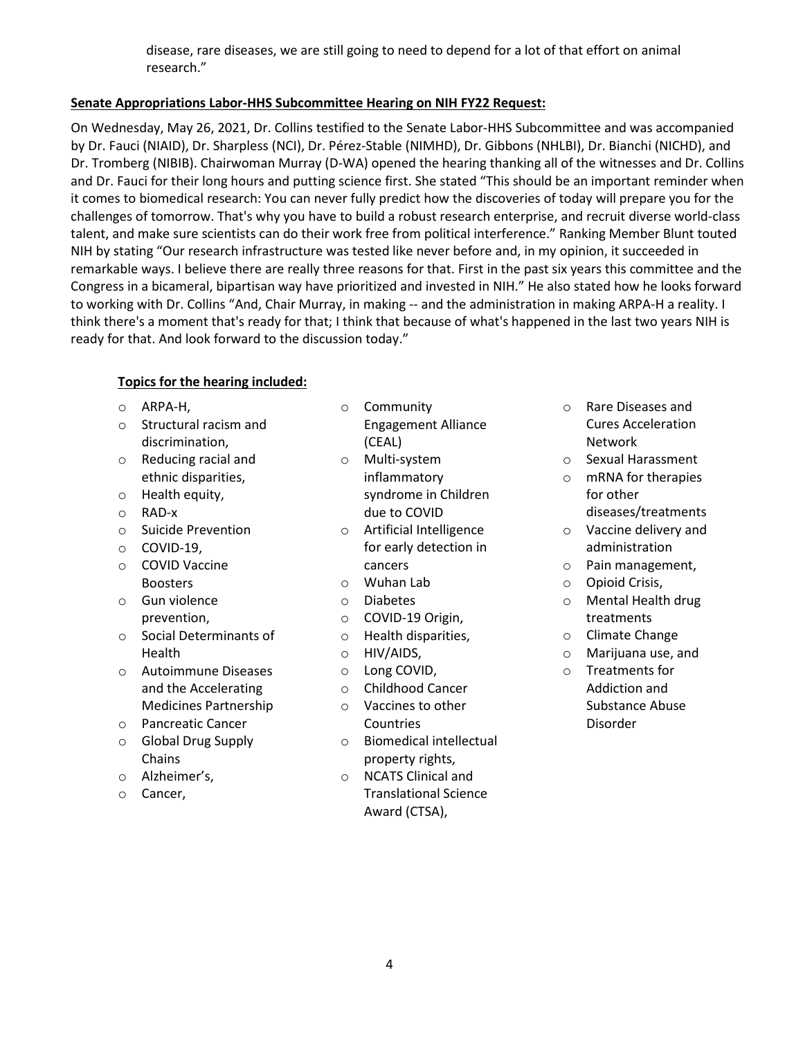disease, rare diseases, we are still going to need to depend for a lot of that effort on animal research."

**Senate Appropriations Labor-HHS Subcommittee Hearing on NIH FY22 Request:**

On Wednesday, May 26, 2021, Dr. Collins testified to the Senate Labor-HHS Subcommittee and was accompanied by Dr. Fauci (NIAID), Dr. Sharpless (NCI), Dr. Pérez-Stable (NIMHD), Dr. Gibbons (NHLBI), Dr. Bianchi (NICHD), and Dr. Tromberg (NIBIB). Chairwoman Murray (D-WA) opened the hearing thanking all of the witnesses and Dr. Collins and Dr. Fauci for their long hours and putting science first. She stated "This should be an important reminder when it comes to biomedical research: You can never fully predict how the discoveries of today will prepare you for the challenges of tomorrow. That's why you have to build a robust research enterprise, and recruit diverse world-class talent, and make sure scientists can do their work free from political interference." Ranking Member Blunt touted NIH by stating "Our research infrastructure was tested like never before and, in my opinion, it succeeded in remarkable ways. I believe there are really three reasons for that. First in the past six years this committee and the Congress in a bicameral, bipartisan way have prioritized and invested in NIH." He also stated how he looks forward to working with Dr. Collins "And, Chair Murray, in making -- and the administration in making ARPA-H a reality. I think there's a moment that's ready for that; I think that because of what's happened in the last two years NIH is ready for that. And look forward to the discussion today."

**Topics for the hearing included:**

- ARPA-H,
- Structural racism and discrimination,
- Reducing racial and ethnic disparities,
- Health equity,
- RAD-x
- Suicide Prevention
- COVID-19,
- COVID Vaccine Boosters
- Gun violence prevention,
- Social Determinants of Health
- Autoimmune Diseases and the Accelerating Medicines Partnership
- Pancreatic Cancer
- Global Drug Supply Chains
- Alzheimer's,
- Cancer,
- Community Engagement Alliance (CEAL)
- Multi-system inflammatory syndrome in Children due to COVID
- Artificial Intelligence for early detection in cancers
- Wuhan Lab
- Diabetes
- COVID-19 Origin,
- Health disparities,
- HIV/AIDS,
- Long COVID,
- Childhood Cancer
- Vaccines to other Countries
- Biomedical intellectual property rights,
- NCATS Clinical and Translational Science Award (CTSA),
- Rare Diseases and Cures Acceleration Network
- Sexual Harassment
- mRNA for therapies for other diseases/treatments
- Vaccine delivery and administration
- Pain management,
- Opioid Crisis,
- Mental Health drug treatments
- Climate Change
- Marijuana use, and
- Treatments for Addiction and Substance Abuse Disorder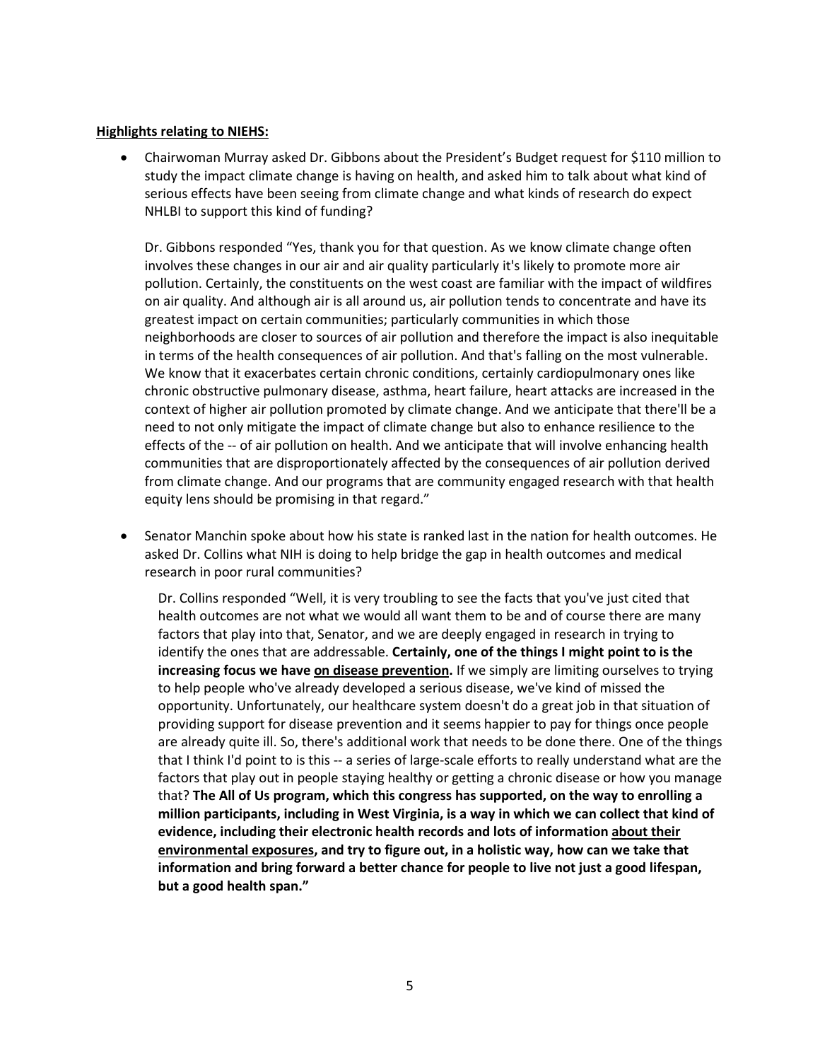**<u>Highlights relating to NIEHS:</u>**

- Chairwoman Murray asked Dr. Gibbons about the President's Budget request for $110 million to study the impact climate change is having on health, and asked him to talk about what kind of serious effects have been seeing from climate change and what kinds of research do expect NHLBI to support this kind of funding?

  Dr. Gibbons responded "Yes, thank you for that question. As we know climate change often involves these changes in our air and air quality particularly it's likely to promote more air pollution. Certainly, the constituents on the west coast are familiar with the impact of wildfires on air quality. And although air is all around us, air pollution tends to concentrate and have its greatest impact on certain communities; particularly communities in which those neighborhoods are closer to sources of air pollution and therefore the impact is also inequitable in terms of the health consequences of air pollution. And that's falling on the most vulnerable. We know that it exacerbates certain chronic conditions, certainly cardiopulmonary ones like chronic obstructive pulmonary disease, asthma, heart failure, heart attacks are increased in the context of higher air pollution promoted by climate change. And we anticipate that there'll be a need to not only mitigate the impact of climate change but also to enhance resilience to the effects of the -- of air pollution on health. And we anticipate that will involve enhancing health communities that are disproportionately affected by the consequences of air pollution derived from climate change. And our programs that are community engaged research with that health equity lens should be promising in that regard."

- Senator Manchin spoke about how his state is ranked last in the nation for health outcomes. He asked Dr. Collins what NIH is doing to help bridge the gap in health outcomes and medical research in poor rural communities?

  Dr. Collins responded "Well, it is very troubling to see the facts that you've just cited that health outcomes are not what we would all want them to be and of course there are many factors that play into that, Senator, and we are deeply engaged in research in trying to identify the ones that are addressable. **Certainly, one of the things I might point to is the increasing focus we have <u>on disease prevention</u>.** If we simply are limiting ourselves to trying to help people who've already developed a serious disease, we've kind of missed the opportunity. Unfortunately, our healthcare system doesn't do a great job in that situation of providing support for disease prevention and it seems happier to pay for things once people are already quite ill. So, there's additional work that needs to be done there. One of the things that I think I'd point to is this -- a series of large-scale efforts to really understand what are the factors that play out in people staying healthy or getting a chronic disease or how you manage that? **The All of Us program, which this congress has supported, on the way to enrolling a million participants, including in West Virginia, is a way in which we can collect that kind of evidence, including their electronic health records and lots of information <u>about their environmental exposures</u>, and try to figure out, in a holistic way, how can we take that information and bring forward a better chance for people to live not just a good lifespan, but a good health span."**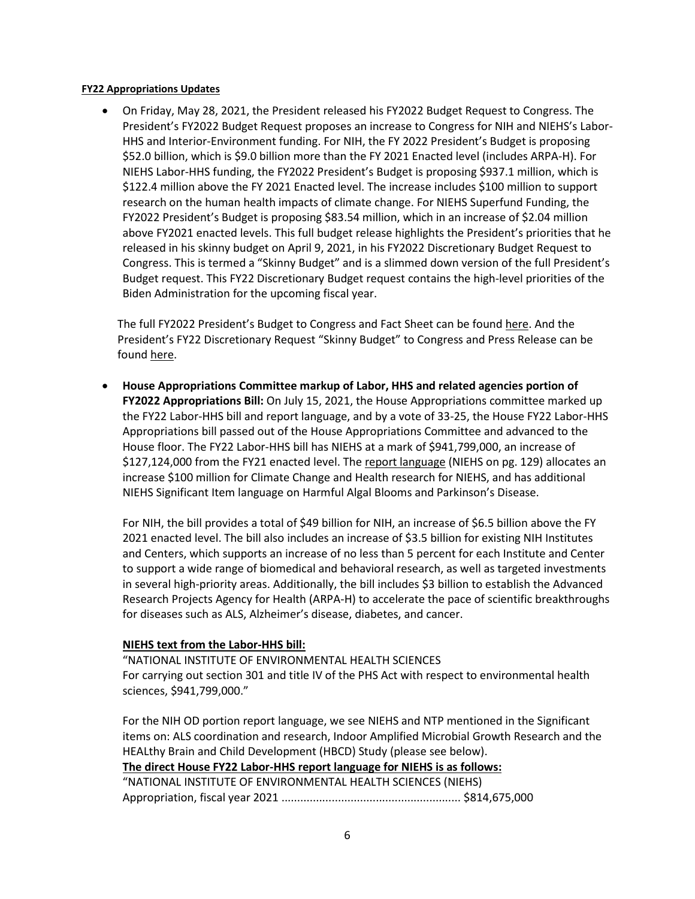**FY22 Appropriations Updates**

- On Friday, May 28, 2021, the President released his FY2022 Budget Request to Congress. The President's FY2022 Budget Request proposes an increase to Congress for NIH and NIEHS's Labor-HHS and Interior-Environment funding. For NIH, the FY 2022 President's Budget is proposing $52.0 billion, which is $9.0 billion more than the FY 2021 Enacted level (includes ARPA-H). For NIEHS Labor-HHS funding, the FY2022 President's Budget is proposing $937.1 million, which is $122.4 million above the FY 2021 Enacted level. The increase includes $100 million to support research on the human health impacts of climate change. For NIEHS Superfund Funding, the FY2022 President's Budget is proposing $83.54 million, which in an increase of $2.04 million above FY2021 enacted levels. This full budget release highlights the President's priorities that he released in his skinny budget on April 9, 2021, in his FY2022 Discretionary Budget Request to Congress. This is termed a "Skinny Budget" and is a slimmed down version of the full President's Budget request. This FY22 Discretionary Budget request contains the high-level priorities of the Biden Administration for the upcoming fiscal year.

  The full FY2022 President's Budget to Congress and Fact Sheet can be found here. And the President's FY22 Discretionary Request "Skinny Budget" to Congress and Press Release can be found here.

- **House Appropriations Committee markup of Labor, HHS and related agencies portion of FY2022 Appropriations Bill:** On July 15, 2021, the House Appropriations committee marked up the FY22 Labor-HHS bill and report language, and by a vote of 33-25, the House FY22 Labor-HHS Appropriations bill passed out of the House Appropriations Committee and advanced to the House floor. The FY22 Labor-HHS bill has NIEHS at a mark of $941,799,000, an increase of $127,124,000 from the FY21 enacted level. The report language (NIEHS on pg. 129) allocates an increase $100 million for Climate Change and Health research for NIEHS, and has additional NIEHS Significant Item language on Harmful Algal Blooms and Parkinson's Disease.

  For NIH, the bill provides a total of $49 billion for NIH, an increase of $6.5 billion above the FY 2021 enacted level. The bill also includes an increase of $3.5 billion for existing NIH Institutes and Centers, which supports an increase of no less than 5 percent for each Institute and Center to support a wide range of biomedical and behavioral research, as well as targeted investments in several high-priority areas. Additionally, the bill includes $3 billion to establish the Advanced Research Projects Agency for Health (ARPA-H) to accelerate the pace of scientific breakthroughs for diseases such as ALS, Alzheimer's disease, diabetes, and cancer.

  **NIEHS text from the Labor-HHS bill:**

  "NATIONAL INSTITUTE OF ENVIRONMENTAL HEALTH SCIENCES
  For carrying out section 301 and title IV of the PHS Act with respect to environmental health sciences, $941,799,000."

  For the NIH OD portion report language, we see NIEHS and NTP mentioned in the Significant items on: ALS coordination and research, Indoor Amplified Microbial Growth Research and the HEALthy Brain and Child Development (HBCD) Study (please see below).

  **The direct House FY22 Labor-HHS report language for NIEHS is as follows:**

  "NATIONAL INSTITUTE OF ENVIRONMENTAL HEALTH SCIENCES (NIEHS)
  Appropriation, fiscal year 2021 ........................................................ $814,675,000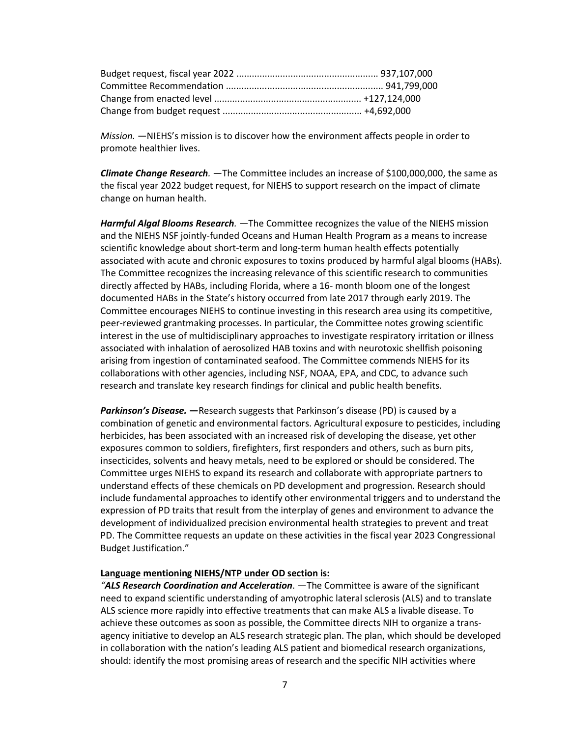Budget request, fiscal year 2022 ...................................................... 937,107,000
Committee Recommendation ............................................................ 941,799,000
Change from enacted level ......................................................... +127,124,000
Change from budget request ..................................................... +4,692,000

*Mission.* —NIEHS's mission is to discover how the environment affects people in order to promote healthier lives.

***Climate Change Research.*** —The Committee includes an increase of $100,000,000, the same as the fiscal year 2022 budget request, for NIEHS to support research on the impact of climate change on human health.

***Harmful Algal Blooms Research.*** —The Committee recognizes the value of the NIEHS mission and the NIEHS NSF jointly-funded Oceans and Human Health Program as a means to increase scientific knowledge about short-term and long-term human health effects potentially associated with acute and chronic exposures to toxins produced by harmful algal blooms (HABs). The Committee recognizes the increasing relevance of this scientific research to communities directly affected by HABs, including Florida, where a 16- month bloom one of the longest documented HABs in the State's history occurred from late 2017 through early 2019. The Committee encourages NIEHS to continue investing in this research area using its competitive, peer-reviewed grantmaking processes. In particular, the Committee notes growing scientific interest in the use of multidisciplinary approaches to investigate respiratory irritation or illness associated with inhalation of aerosolized HAB toxins and with neurotoxic shellfish poisoning arising from ingestion of contaminated seafood. The Committee commends NIEHS for its collaborations with other agencies, including NSF, NOAA, EPA, and CDC, to advance such research and translate key research findings for clinical and public health benefits.

***Parkinson's Disease.* —**Research suggests that Parkinson's disease (PD) is caused by a combination of genetic and environmental factors. Agricultural exposure to pesticides, including herbicides, has been associated with an increased risk of developing the disease, yet other exposures common to soldiers, firefighters, first responders and others, such as burn pits, insecticides, solvents and heavy metals, need to be explored or should be considered. The Committee urges NIEHS to expand its research and collaborate with appropriate partners to understand effects of these chemicals on PD development and progression. Research should include fundamental approaches to identify other environmental triggers and to understand the expression of PD traits that result from the interplay of genes and environment to advance the development of individualized precision environmental health strategies to prevent and treat PD. The Committee requests an update on these activities in the fiscal year 2023 Congressional Budget Justification."

**Language mentioning NIEHS/NTP under OD section is:**

*"**ALS Research Coordination and Acceleration***. —The Committee is aware of the significant need to expand scientific understanding of amyotrophic lateral sclerosis (ALS) and to translate ALS science more rapidly into effective treatments that can make ALS a livable disease. To achieve these outcomes as soon as possible, the Committee directs NIH to organize a trans-agency initiative to develop an ALS research strategic plan. The plan, which should be developed in collaboration with the nation's leading ALS patient and biomedical research organizations, should: identify the most promising areas of research and the specific NIH activities where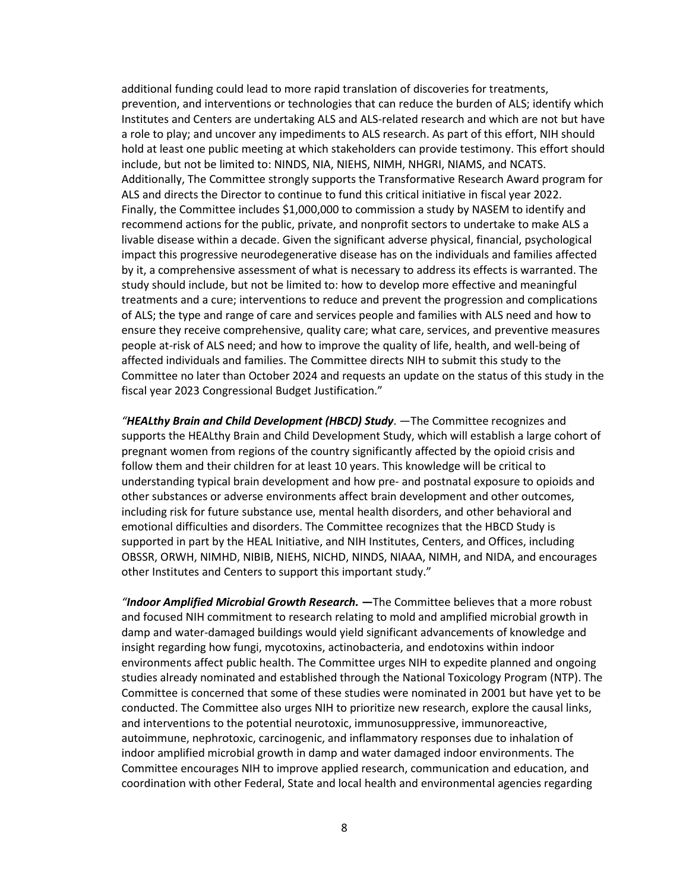additional funding could lead to more rapid translation of discoveries for treatments, prevention, and interventions or technologies that can reduce the burden of ALS; identify which Institutes and Centers are undertaking ALS and ALS-related research and which are not but have a role to play; and uncover any impediments to ALS research. As part of this effort, NIH should hold at least one public meeting at which stakeholders can provide testimony. This effort should include, but not be limited to: NINDS, NIA, NIEHS, NIMH, NHGRI, NIAMS, and NCATS. Additionally, The Committee strongly supports the Transformative Research Award program for ALS and directs the Director to continue to fund this critical initiative in fiscal year 2022. Finally, the Committee includes $1,000,000 to commission a study by NASEM to identify and recommend actions for the public, private, and nonprofit sectors to undertake to make ALS a livable disease within a decade. Given the significant adverse physical, financial, psychological impact this progressive neurodegenerative disease has on the individuals and families affected by it, a comprehensive assessment of what is necessary to address its effects is warranted. The study should include, but not be limited to: how to develop more effective and meaningful treatments and a cure; interventions to reduce and prevent the progression and complications of ALS; the type and range of care and services people and families with ALS need and how to ensure they receive comprehensive, quality care; what care, services, and preventive measures people at-risk of ALS need; and how to improve the quality of life, health, and well-being of affected individuals and families. The Committee directs NIH to submit this study to the Committee no later than October 2024 and requests an update on the status of this study in the fiscal year 2023 Congressional Budget Justification."

*"**HEALthy Brain and Child Development (HBCD) Study**.* —The Committee recognizes and supports the HEALthy Brain and Child Development Study, which will establish a large cohort of pregnant women from regions of the country significantly affected by the opioid crisis and follow them and their children for at least 10 years. This knowledge will be critical to understanding typical brain development and how pre- and postnatal exposure to opioids and other substances or adverse environments affect brain development and other outcomes, including risk for future substance use, mental health disorders, and other behavioral and emotional difficulties and disorders. The Committee recognizes that the HBCD Study is supported in part by the HEAL Initiative, and NIH Institutes, Centers, and Offices, including OBSSR, ORWH, NIMHD, NIBIB, NIEHS, NICHD, NINDS, NIAAA, NIMH, and NIDA, and encourages other Institutes and Centers to support this important study."

*"**Indoor Amplified Microbial Growth Research.** **—***The Committee believes that a more robust and focused NIH commitment to research relating to mold and amplified microbial growth in damp and water-damaged buildings would yield significant advancements of knowledge and insight regarding how fungi, mycotoxins, actinobacteria, and endotoxins within indoor environments affect public health. The Committee urges NIH to expedite planned and ongoing studies already nominated and established through the National Toxicology Program (NTP). The Committee is concerned that some of these studies were nominated in 2001 but have yet to be conducted. The Committee also urges NIH to prioritize new research, explore the causal links, and interventions to the potential neurotoxic, immunosuppressive, immunoreactive, autoimmune, nephrotoxic, carcinogenic, and inflammatory responses due to inhalation of indoor amplified microbial growth in damp and water damaged indoor environments. The Committee encourages NIH to improve applied research, communication and education, and coordination with other Federal, State and local health and environmental agencies regarding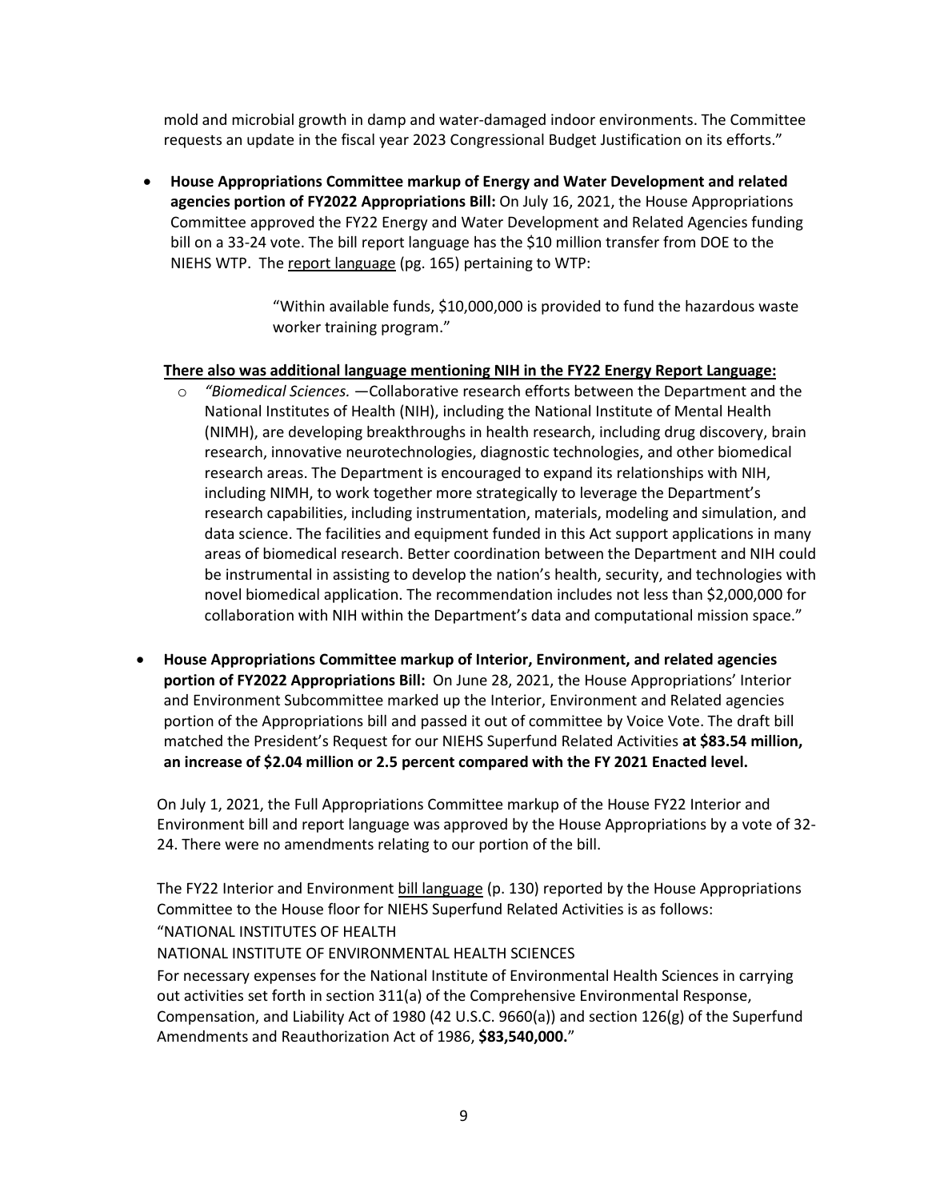mold and microbial growth in damp and water-damaged indoor environments. The Committee requests an update in the fiscal year 2023 Congressional Budget Justification on its efforts."

- **House Appropriations Committee markup of Energy and Water Development and related agencies portion of FY2022 Appropriations Bill:** On July 16, 2021, the House Appropriations Committee approved the FY22 Energy and Water Development and Related Agencies funding bill on a 33-24 vote. The bill report language has the $10 million transfer from DOE to the NIEHS WTP. The report language (pg. 165) pertaining to WTP:

  > "Within available funds, $10,000,000 is provided to fund the hazardous waste worker training program."

  **There also was additional language mentioning NIH in the FY22 Energy Report Language:**

  - *"Biomedical Sciences.* —Collaborative research efforts between the Department and the National Institutes of Health (NIH), including the National Institute of Mental Health (NIMH), are developing breakthroughs in health research, including drug discovery, brain research, innovative neurotechnologies, diagnostic technologies, and other biomedical research areas. The Department is encouraged to expand its relationships with NIH, including NIMH, to work together more strategically to leverage the Department's research capabilities, including instrumentation, materials, modeling and simulation, and data science. The facilities and equipment funded in this Act support applications in many areas of biomedical research. Better coordination between the Department and NIH could be instrumental in assisting to develop the nation's health, security, and technologies with novel biomedical application. The recommendation includes not less than $2,000,000 for collaboration with NIH within the Department's data and computational mission space."

- **House Appropriations Committee markup of Interior, Environment, and related agencies portion of FY2022 Appropriations Bill:** On June 28, 2021, the House Appropriations' Interior and Environment Subcommittee marked up the Interior, Environment and Related agencies portion of the Appropriations bill and passed it out of committee by Voice Vote. The draft bill matched the President's Request for our NIEHS Superfund Related Activities **at $83.54 million, an increase of $2.04 million or 2.5 percent compared with the FY 2021 Enacted level.**

  On July 1, 2021, the Full Appropriations Committee markup of the House FY22 Interior and Environment bill and report language was approved by the House Appropriations by a vote of 32-24. There were no amendments relating to our portion of the bill.

  The FY22 Interior and Environment bill language (p. 130) reported by the House Appropriations Committee to the House floor for NIEHS Superfund Related Activities is as follows:

  "NATIONAL INSTITUTES OF HEALTH

  NATIONAL INSTITUTE OF ENVIRONMENTAL HEALTH SCIENCES

  For necessary expenses for the National Institute of Environmental Health Sciences in carrying out activities set forth in section 311(a) of the Comprehensive Environmental Response, Compensation, and Liability Act of 1980 (42 U.S.C. 9660(a)) and section 126(g) of the Superfund Amendments and Reauthorization Act of 1986, **$83,540,000.**"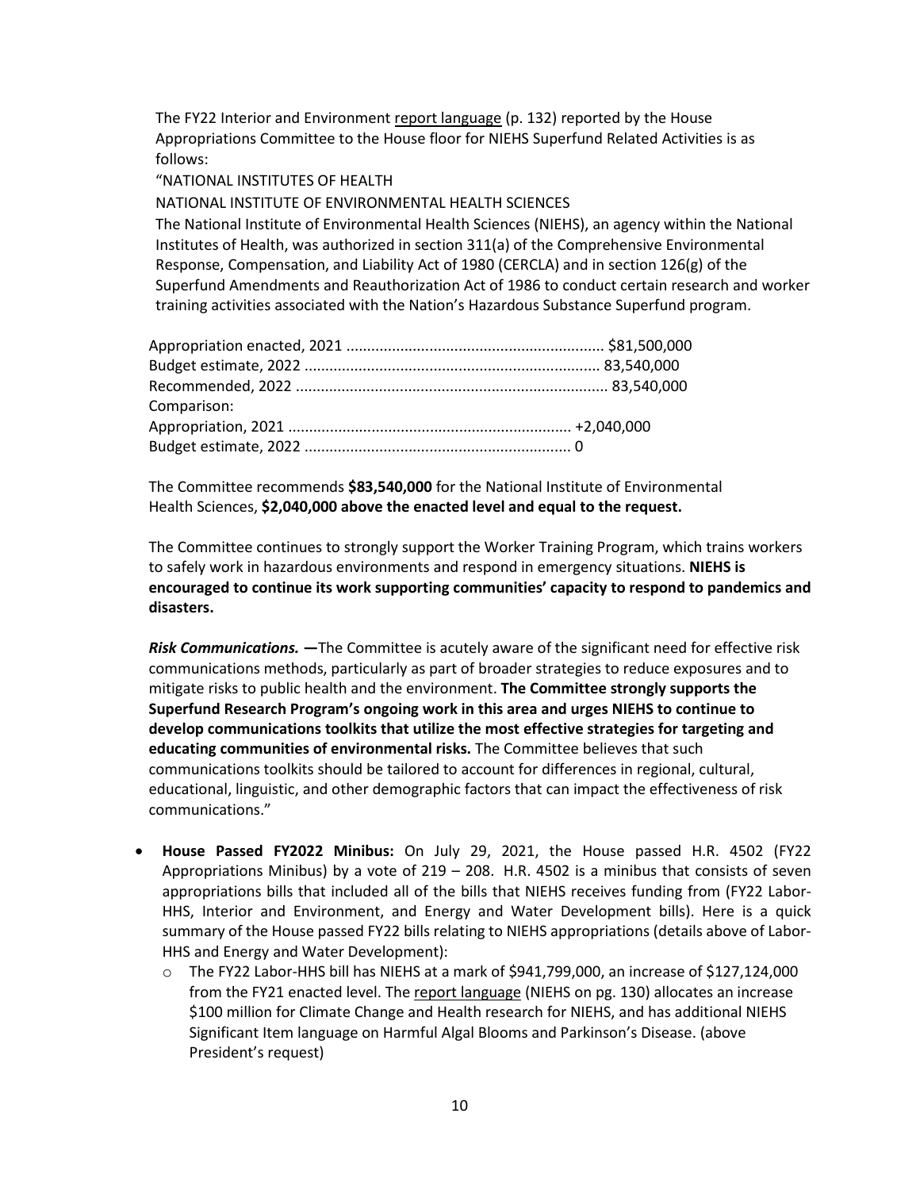The FY22 Interior and Environment report language (p. 132) reported by the House Appropriations Committee to the House floor for NIEHS Superfund Related Activities is as follows:

"NATIONAL INSTITUTES OF HEALTH

NATIONAL INSTITUTE OF ENVIRONMENTAL HEALTH SCIENCES

The National Institute of Environmental Health Sciences (NIEHS), an agency within the National Institutes of Health, was authorized in section 311(a) of the Comprehensive Environmental Response, Compensation, and Liability Act of 1980 (CERCLA) and in section 126(g) of the Superfund Amendments and Reauthorization Act of 1986 to conduct certain research and worker training activities associated with the Nation's Hazardous Substance Superfund program.

Appropriation enacted, 2021 ............................................................ $81,500,000
Budget estimate, 2022 ...................................................................... 83,540,000
Recommended, 2022 .......................................................................... 83,540,000
Comparison:
Appropriation, 2021 .................................................................... +2,040,000
Budget estimate, 2022 ............................................................... 0

The Committee recommends **$83,540,000** for the National Institute of Environmental Health Sciences, **$2,040,000 above the enacted level and equal to the request.**

The Committee continues to strongly support the Worker Training Program, which trains workers to safely work in hazardous environments and respond in emergency situations. **NIEHS is encouraged to continue its work supporting communities' capacity to respond to pandemics and disasters.**

***Risk Communications.*** **—**The Committee is acutely aware of the significant need for effective risk communications methods, particularly as part of broader strategies to reduce exposures and to mitigate risks to public health and the environment. **The Committee strongly supports the Superfund Research Program's ongoing work in this area and urges NIEHS to continue to develop communications toolkits that utilize the most effective strategies for targeting and educating communities of environmental risks.** The Committee believes that such communications toolkits should be tailored to account for differences in regional, cultural, educational, linguistic, and other demographic factors that can impact the effectiveness of risk communications."

- **House Passed FY2022 Minibus:** On July 29, 2021, the House passed H.R. 4502 (FY22 Appropriations Minibus) by a vote of 219 – 208. H.R. 4502 is a minibus that consists of seven appropriations bills that included all of the bills that NIEHS receives funding from (FY22 Labor-HHS, Interior and Environment, and Energy and Water Development bills). Here is a quick summary of the House passed FY22 bills relating to NIEHS appropriations (details above of Labor-HHS and Energy and Water Development):
  - The FY22 Labor-HHS bill has NIEHS at a mark of $941,799,000, an increase of $127,124,000 from the FY21 enacted level. The report language (NIEHS on pg. 130) allocates an increase $100 million for Climate Change and Health research for NIEHS, and has additional NIEHS Significant Item language on Harmful Algal Blooms and Parkinson's Disease. (above President's request)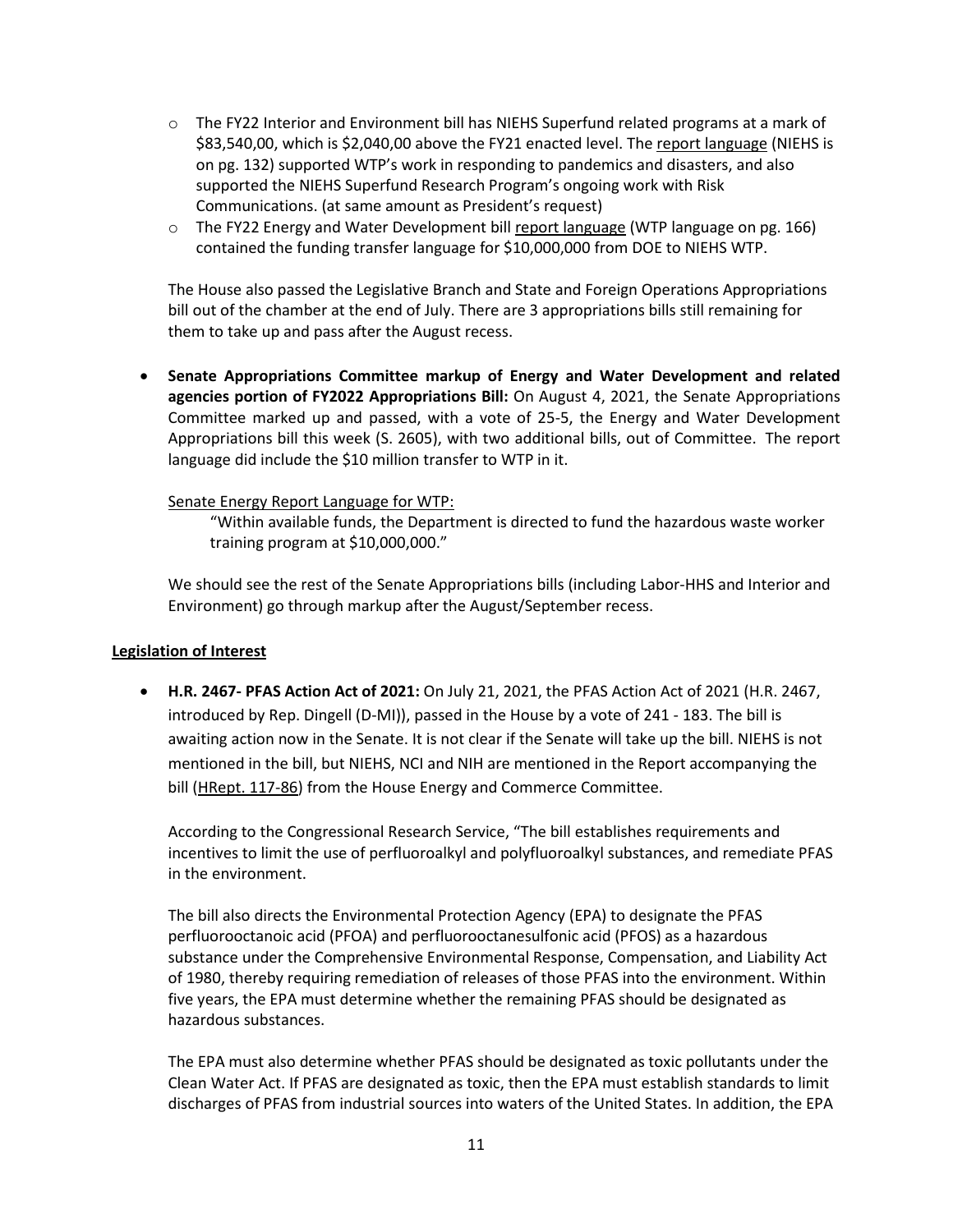- The FY22 Interior and Environment bill has NIEHS Superfund related programs at a mark of $83,540,00, which is $2,040,00 above the FY21 enacted level. The report language (NIEHS is on pg. 132) supported WTP's work in responding to pandemics and disasters, and also supported the NIEHS Superfund Research Program's ongoing work with Risk Communications. (at same amount as President's request)
- The FY22 Energy and Water Development bill report language (WTP language on pg. 166) contained the funding transfer language for $10,000,000 from DOE to NIEHS WTP.

The House also passed the Legislative Branch and State and Foreign Operations Appropriations bill out of the chamber at the end of July. There are 3 appropriations bills still remaining for them to take up and pass after the August recess.

- **Senate Appropriations Committee markup of Energy and Water Development and related agencies portion of FY2022 Appropriations Bill:** On August 4, 2021, the Senate Appropriations Committee marked up and passed, with a vote of 25-5, the Energy and Water Development Appropriations bill this week (S. 2605), with two additional bills, out of Committee. The report language did include the $10 million transfer to WTP in it.

  Senate Energy Report Language for WTP:

  > "Within available funds, the Department is directed to fund the hazardous waste worker training program at $10,000,000."

  We should see the rest of the Senate Appropriations bills (including Labor-HHS and Interior and Environment) go through markup after the August/September recess.

**Legislation of Interest**

- **H.R. 2467- PFAS Action Act of 2021:** On July 21, 2021, the PFAS Action Act of 2021 (H.R. 2467, introduced by Rep. Dingell (D-MI)), passed in the House by a vote of 241 - 183. The bill is awaiting action now in the Senate. It is not clear if the Senate will take up the bill. NIEHS is not mentioned in the bill, but NIEHS, NCI and NIH are mentioned in the Report accompanying the bill (HRept. 117-86) from the House Energy and Commerce Committee.

  According to the Congressional Research Service, "The bill establishes requirements and incentives to limit the use of perfluoroalkyl and polyfluoroalkyl substances, and remediate PFAS in the environment.

  The bill also directs the Environmental Protection Agency (EPA) to designate the PFAS perfluorooctanoic acid (PFOA) and perfluorooctanesulfonic acid (PFOS) as a hazardous substance under the Comprehensive Environmental Response, Compensation, and Liability Act of 1980, thereby requiring remediation of releases of those PFAS into the environment. Within five years, the EPA must determine whether the remaining PFAS should be designated as hazardous substances.

  The EPA must also determine whether PFAS should be designated as toxic pollutants under the Clean Water Act. If PFAS are designated as toxic, then the EPA must establish standards to limit discharges of PFAS from industrial sources into waters of the United States. In addition, the EPA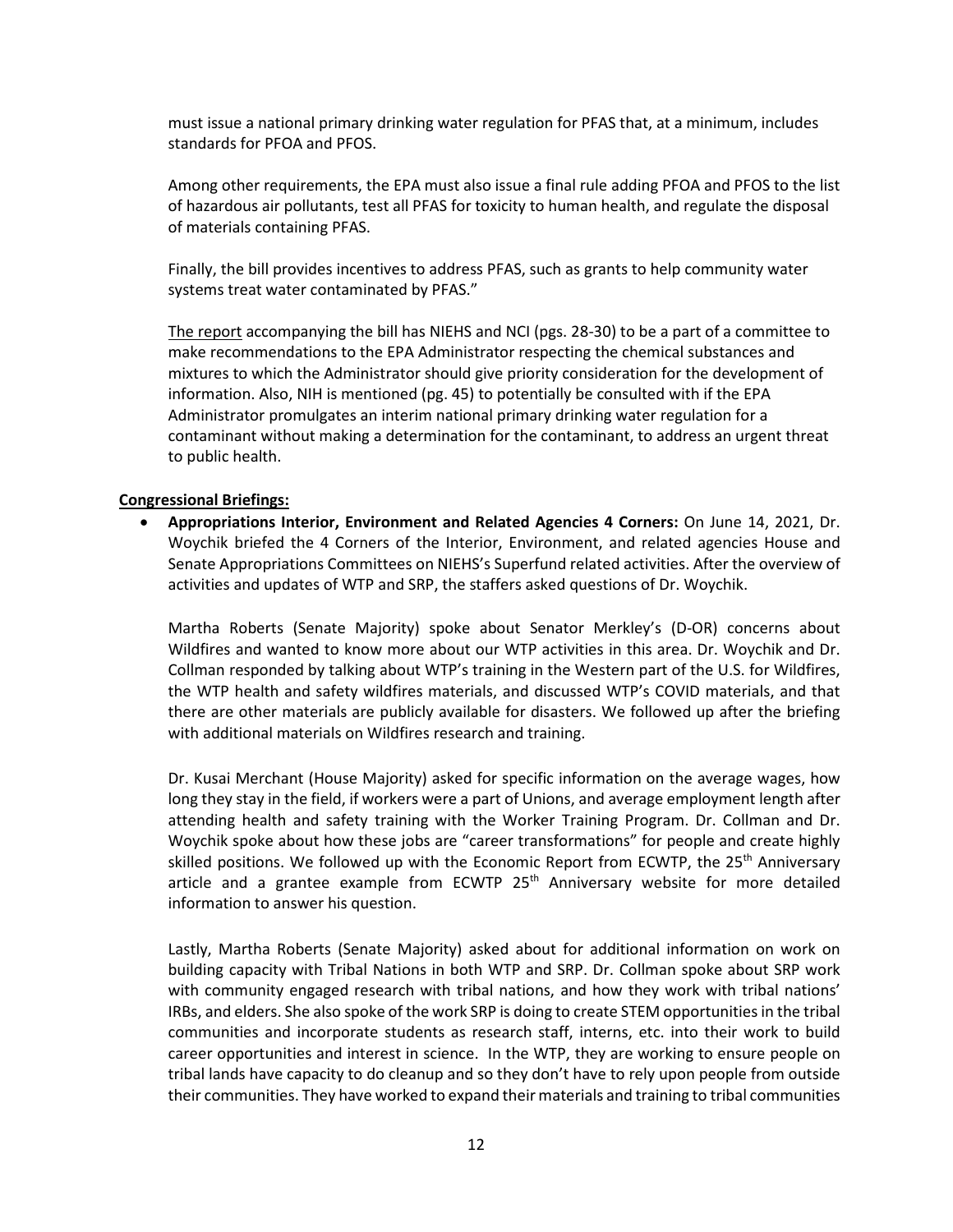must issue a national primary drinking water regulation for PFAS that, at a minimum, includes standards for PFOA and PFOS.

Among other requirements, the EPA must also issue a final rule adding PFOA and PFOS to the list of hazardous air pollutants, test all PFAS for toxicity to human health, and regulate the disposal of materials containing PFAS.

Finally, the bill provides incentives to address PFAS, such as grants to help community water systems treat water contaminated by PFAS."

The report accompanying the bill has NIEHS and NCI (pgs. 28-30) to be a part of a committee to make recommendations to the EPA Administrator respecting the chemical substances and mixtures to which the Administrator should give priority consideration for the development of information. Also, NIH is mentioned (pg. 45) to potentially be consulted with if the EPA Administrator promulgates an interim national primary drinking water regulation for a contaminant without making a determination for the contaminant, to address an urgent threat to public health.

**Congressional Briefings:**

- **Appropriations Interior, Environment and Related Agencies 4 Corners:** On June 14, 2021, Dr. Woychik briefed the 4 Corners of the Interior, Environment, and related agencies House and Senate Appropriations Committees on NIEHS's Superfund related activities. After the overview of activities and updates of WTP and SRP, the staffers asked questions of Dr. Woychik.

  Martha Roberts (Senate Majority) spoke about Senator Merkley's (D-OR) concerns about Wildfires and wanted to know more about our WTP activities in this area. Dr. Woychik and Dr. Collman responded by talking about WTP's training in the Western part of the U.S. for Wildfires, the WTP health and safety wildfires materials, and discussed WTP's COVID materials, and that there are other materials are publicly available for disasters. We followed up after the briefing with additional materials on Wildfires research and training.

  Dr. Kusai Merchant (House Majority) asked for specific information on the average wages, how long they stay in the field, if workers were a part of Unions, and average employment length after attending health and safety training with the Worker Training Program. Dr. Collman and Dr. Woychik spoke about how these jobs are "career transformations" for people and create highly skilled positions. We followed up with the Economic Report from ECWTP, the 25th Anniversary article and a grantee example from ECWTP 25th Anniversary website for more detailed information to answer his question.

  Lastly, Martha Roberts (Senate Majority) asked about for additional information on work on building capacity with Tribal Nations in both WTP and SRP. Dr. Collman spoke about SRP work with community engaged research with tribal nations, and how they work with tribal nations' IRBs, and elders. She also spoke of the work SRP is doing to create STEM opportunities in the tribal communities and incorporate students as research staff, interns, etc. into their work to build career opportunities and interest in science. In the WTP, they are working to ensure people on tribal lands have capacity to do cleanup and so they don't have to rely upon people from outside their communities. They have worked to expand their materials and training to tribal communities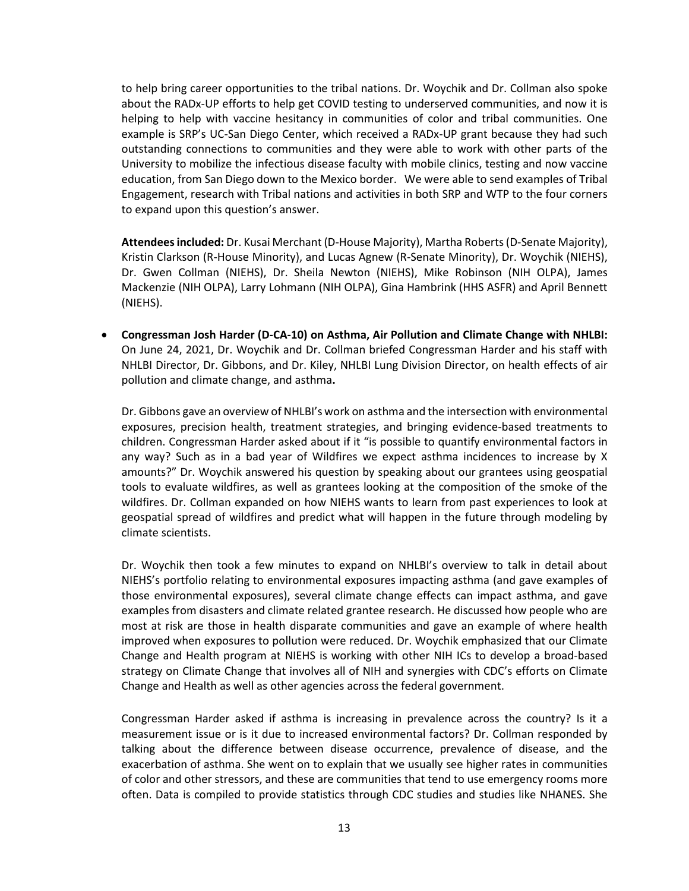to help bring career opportunities to the tribal nations. Dr. Woychik and Dr. Collman also spoke about the RADx-UP efforts to help get COVID testing to underserved communities, and now it is helping to help with vaccine hesitancy in communities of color and tribal communities. One example is SRP's UC-San Diego Center, which received a RADx-UP grant because they had such outstanding connections to communities and they were able to work with other parts of the University to mobilize the infectious disease faculty with mobile clinics, testing and now vaccine education, from San Diego down to the Mexico border. We were able to send examples of Tribal Engagement, research with Tribal nations and activities in both SRP and WTP to the four corners to expand upon this question's answer.

**Attendees included:** Dr. Kusai Merchant (D-House Majority), Martha Roberts (D-Senate Majority), Kristin Clarkson (R-House Minority), and Lucas Agnew (R-Senate Minority), Dr. Woychik (NIEHS), Dr. Gwen Collman (NIEHS), Dr. Sheila Newton (NIEHS), Mike Robinson (NIH OLPA), James Mackenzie (NIH OLPA), Larry Lohmann (NIH OLPA), Gina Hambrink (HHS ASFR) and April Bennett (NIEHS).

- **Congressman Josh Harder (D-CA-10) on Asthma, Air Pollution and Climate Change with NHLBI:** On June 24, 2021, Dr. Woychik and Dr. Collman briefed Congressman Harder and his staff with NHLBI Director, Dr. Gibbons, and Dr. Kiley, NHLBI Lung Division Director, on health effects of air pollution and climate change, and asthma**.**

  Dr. Gibbons gave an overview of NHLBI's work on asthma and the intersection with environmental exposures, precision health, treatment strategies, and bringing evidence-based treatments to children. Congressman Harder asked about if it "is possible to quantify environmental factors in any way? Such as in a bad year of Wildfires we expect asthma incidences to increase by X amounts?" Dr. Woychik answered his question by speaking about our grantees using geospatial tools to evaluate wildfires, as well as grantees looking at the composition of the smoke of the wildfires. Dr. Collman expanded on how NIEHS wants to learn from past experiences to look at geospatial spread of wildfires and predict what will happen in the future through modeling by climate scientists.

  Dr. Woychik then took a few minutes to expand on NHLBI's overview to talk in detail about NIEHS's portfolio relating to environmental exposures impacting asthma (and gave examples of those environmental exposures), several climate change effects can impact asthma, and gave examples from disasters and climate related grantee research. He discussed how people who are most at risk are those in health disparate communities and gave an example of where health improved when exposures to pollution were reduced. Dr. Woychik emphasized that our Climate Change and Health program at NIEHS is working with other NIH ICs to develop a broad-based strategy on Climate Change that involves all of NIH and synergies with CDC's efforts on Climate Change and Health as well as other agencies across the federal government.

  Congressman Harder asked if asthma is increasing in prevalence across the country? Is it a measurement issue or is it due to increased environmental factors? Dr. Collman responded by talking about the difference between disease occurrence, prevalence of disease, and the exacerbation of asthma. She went on to explain that we usually see higher rates in communities of color and other stressors, and these are communities that tend to use emergency rooms more often. Data is compiled to provide statistics through CDC studies and studies like NHANES. She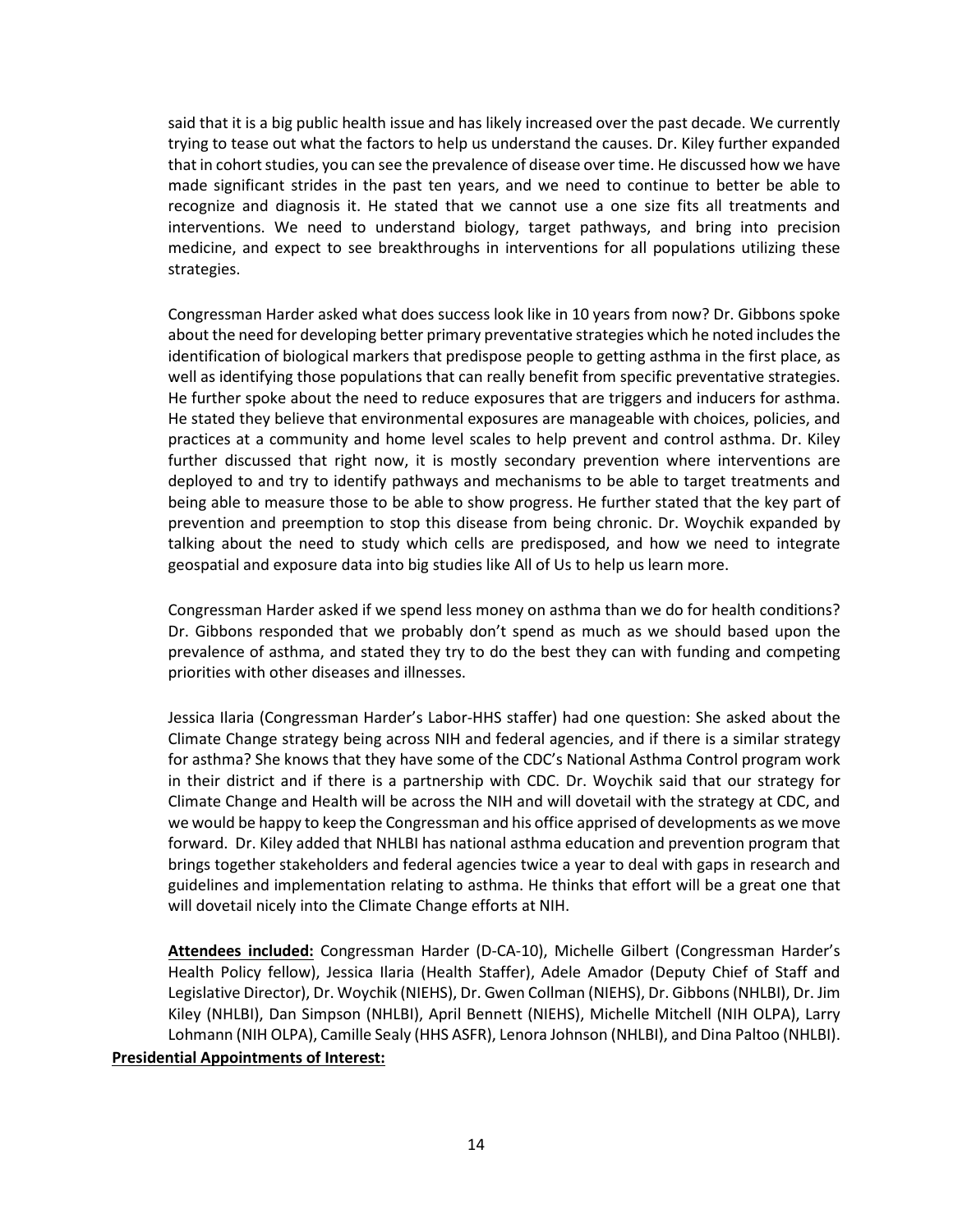said that it is a big public health issue and has likely increased over the past decade. We currently trying to tease out what the factors to help us understand the causes. Dr. Kiley further expanded that in cohort studies, you can see the prevalence of disease over time. He discussed how we have made significant strides in the past ten years, and we need to continue to better be able to recognize and diagnosis it. He stated that we cannot use a one size fits all treatments and interventions. We need to understand biology, target pathways, and bring into precision medicine, and expect to see breakthroughs in interventions for all populations utilizing these strategies.

Congressman Harder asked what does success look like in 10 years from now? Dr. Gibbons spoke about the need for developing better primary preventative strategies which he noted includes the identification of biological markers that predispose people to getting asthma in the first place, as well as identifying those populations that can really benefit from specific preventative strategies. He further spoke about the need to reduce exposures that are triggers and inducers for asthma. He stated they believe that environmental exposures are manageable with choices, policies, and practices at a community and home level scales to help prevent and control asthma. Dr. Kiley further discussed that right now, it is mostly secondary prevention where interventions are deployed to and try to identify pathways and mechanisms to be able to target treatments and being able to measure those to be able to show progress. He further stated that the key part of prevention and preemption to stop this disease from being chronic. Dr. Woychik expanded by talking about the need to study which cells are predisposed, and how we need to integrate geospatial and exposure data into big studies like All of Us to help us learn more.

Congressman Harder asked if we spend less money on asthma than we do for health conditions? Dr. Gibbons responded that we probably don't spend as much as we should based upon the prevalence of asthma, and stated they try to do the best they can with funding and competing priorities with other diseases and illnesses.

Jessica Ilaria (Congressman Harder's Labor-HHS staffer) had one question: She asked about the Climate Change strategy being across NIH and federal agencies, and if there is a similar strategy for asthma? She knows that they have some of the CDC's National Asthma Control program work in their district and if there is a partnership with CDC. Dr. Woychik said that our strategy for Climate Change and Health will be across the NIH and will dovetail with the strategy at CDC, and we would be happy to keep the Congressman and his office apprised of developments as we move forward. Dr. Kiley added that NHLBI has national asthma education and prevention program that brings together stakeholders and federal agencies twice a year to deal with gaps in research and guidelines and implementation relating to asthma. He thinks that effort will be a great one that will dovetail nicely into the Climate Change efforts at NIH.

**Attendees included:** Congressman Harder (D-CA-10), Michelle Gilbert (Congressman Harder's Health Policy fellow), Jessica Ilaria (Health Staffer), Adele Amador (Deputy Chief of Staff and Legislative Director), Dr. Woychik (NIEHS), Dr. Gwen Collman (NIEHS), Dr. Gibbons (NHLBI), Dr. Jim Kiley (NHLBI), Dan Simpson (NHLBI), April Bennett (NIEHS), Michelle Mitchell (NIH OLPA), Larry Lohmann (NIH OLPA), Camille Sealy (HHS ASFR), Lenora Johnson (NHLBI), and Dina Paltoo (NHLBI).

**Presidential Appointments of Interest:**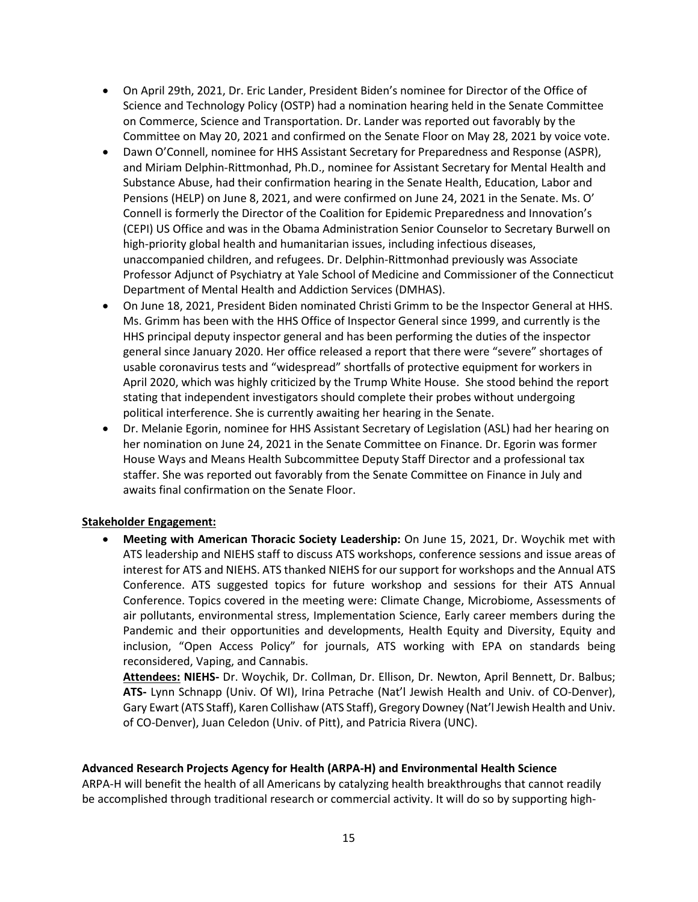- On April 29th, 2021, Dr. Eric Lander, President Biden's nominee for Director of the Office of Science and Technology Policy (OSTP) had a nomination hearing held in the Senate Committee on Commerce, Science and Transportation. Dr. Lander was reported out favorably by the Committee on May 20, 2021 and confirmed on the Senate Floor on May 28, 2021 by voice vote.
- Dawn O'Connell, nominee for HHS Assistant Secretary for Preparedness and Response (ASPR), and Miriam Delphin-Rittmonhad, Ph.D., nominee for Assistant Secretary for Mental Health and Substance Abuse, had their confirmation hearing in the Senate Health, Education, Labor and Pensions (HELP) on June 8, 2021, and were confirmed on June 24, 2021 in the Senate. Ms. O' Connell is formerly the Director of the Coalition for Epidemic Preparedness and Innovation's (CEPI) US Office and was in the Obama Administration Senior Counselor to Secretary Burwell on high-priority global health and humanitarian issues, including infectious diseases, unaccompanied children, and refugees. Dr. Delphin-Rittmonhad previously was Associate Professor Adjunct of Psychiatry at Yale School of Medicine and Commissioner of the Connecticut Department of Mental Health and Addiction Services (DMHAS).
- On June 18, 2021, President Biden nominated Christi Grimm to be the Inspector General at HHS. Ms. Grimm has been with the HHS Office of Inspector General since 1999, and currently is the HHS principal deputy inspector general and has been performing the duties of the inspector general since January 2020. Her office released a report that there were "severe" shortages of usable coronavirus tests and "widespread" shortfalls of protective equipment for workers in April 2020, which was highly criticized by the Trump White House. She stood behind the report stating that independent investigators should complete their probes without undergoing political interference. She is currently awaiting her hearing in the Senate.
- Dr. Melanie Egorin, nominee for HHS Assistant Secretary of Legislation (ASL) had her hearing on her nomination on June 24, 2021 in the Senate Committee on Finance. Dr. Egorin was former House Ways and Means Health Subcommittee Deputy Staff Director and a professional tax staffer. She was reported out favorably from the Senate Committee on Finance in July and awaits final confirmation on the Senate Floor.

**Stakeholder Engagement:**

- **Meeting with American Thoracic Society Leadership:** On June 15, 2021, Dr. Woychik met with ATS leadership and NIEHS staff to discuss ATS workshops, conference sessions and issue areas of interest for ATS and NIEHS. ATS thanked NIEHS for our support for workshops and the Annual ATS Conference. ATS suggested topics for future workshop and sessions for their ATS Annual Conference. Topics covered in the meeting were: Climate Change, Microbiome, Assessments of air pollutants, environmental stress, Implementation Science, Early career members during the Pandemic and their opportunities and developments, Health Equity and Diversity, Equity and inclusion, "Open Access Policy" for journals, ATS working with EPA on standards being reconsidered, Vaping, and Cannabis.
  **Attendees: NIEHS-** Dr. Woychik, Dr. Collman, Dr. Ellison, Dr. Newton, April Bennett, Dr. Balbus; **ATS-** Lynn Schnapp (Univ. Of WI), Irina Petrache (Nat'l Jewish Health and Univ. of CO-Denver), Gary Ewart (ATS Staff), Karen Collishaw (ATS Staff), Gregory Downey (Nat'l Jewish Health and Univ. of CO-Denver), Juan Celedon (Univ. of Pitt), and Patricia Rivera (UNC).

**Advanced Research Projects Agency for Health (ARPA-H) and Environmental Health Science**

ARPA-H will benefit the health of all Americans by catalyzing health breakthroughs that cannot readily be accomplished through traditional research or commercial activity. It will do so by supporting high-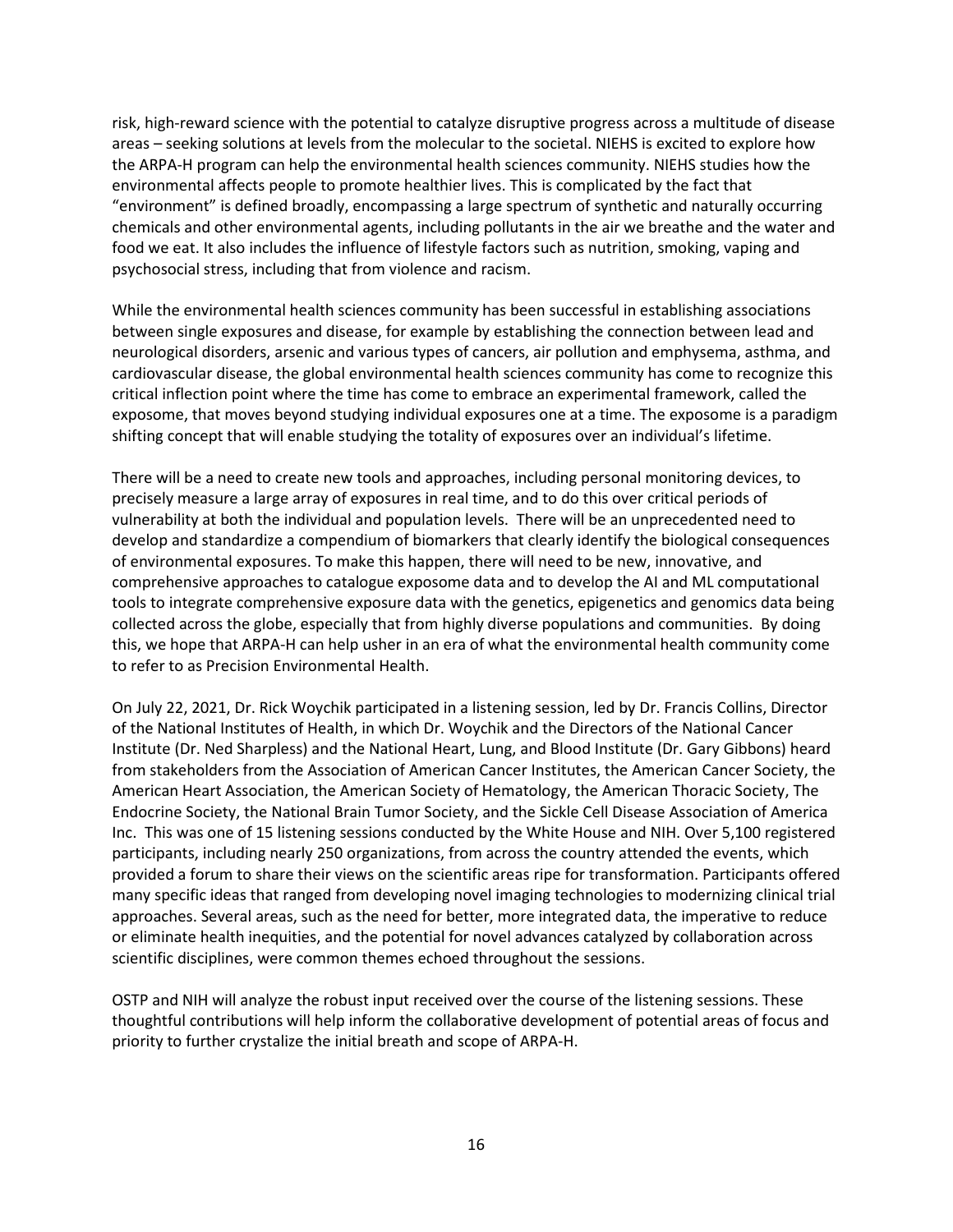risk, high-reward science with the potential to catalyze disruptive progress across a multitude of disease areas – seeking solutions at levels from the molecular to the societal. NIEHS is excited to explore how the ARPA-H program can help the environmental health sciences community. NIEHS studies how the environmental affects people to promote healthier lives. This is complicated by the fact that "environment" is defined broadly, encompassing a large spectrum of synthetic and naturally occurring chemicals and other environmental agents, including pollutants in the air we breathe and the water and food we eat. It also includes the influence of lifestyle factors such as nutrition, smoking, vaping and psychosocial stress, including that from violence and racism.

While the environmental health sciences community has been successful in establishing associations between single exposures and disease, for example by establishing the connection between lead and neurological disorders, arsenic and various types of cancers, air pollution and emphysema, asthma, and cardiovascular disease, the global environmental health sciences community has come to recognize this critical inflection point where the time has come to embrace an experimental framework, called the exposome, that moves beyond studying individual exposures one at a time. The exposome is a paradigm shifting concept that will enable studying the totality of exposures over an individual's lifetime.

There will be a need to create new tools and approaches, including personal monitoring devices, to precisely measure a large array of exposures in real time, and to do this over critical periods of vulnerability at both the individual and population levels. There will be an unprecedented need to develop and standardize a compendium of biomarkers that clearly identify the biological consequences of environmental exposures. To make this happen, there will need to be new, innovative, and comprehensive approaches to catalogue exposome data and to develop the AI and ML computational tools to integrate comprehensive exposure data with the genetics, epigenetics and genomics data being collected across the globe, especially that from highly diverse populations and communities. By doing this, we hope that ARPA-H can help usher in an era of what the environmental health community come to refer to as Precision Environmental Health.

On July 22, 2021, Dr. Rick Woychik participated in a listening session, led by Dr. Francis Collins, Director of the National Institutes of Health, in which Dr. Woychik and the Directors of the National Cancer Institute (Dr. Ned Sharpless) and the National Heart, Lung, and Blood Institute (Dr. Gary Gibbons) heard from stakeholders from the Association of American Cancer Institutes, the American Cancer Society, the American Heart Association, the American Society of Hematology, the American Thoracic Society, The Endocrine Society, the National Brain Tumor Society, and the Sickle Cell Disease Association of America Inc. This was one of 15 listening sessions conducted by the White House and NIH. Over 5,100 registered participants, including nearly 250 organizations, from across the country attended the events, which provided a forum to share their views on the scientific areas ripe for transformation. Participants offered many specific ideas that ranged from developing novel imaging technologies to modernizing clinical trial approaches. Several areas, such as the need for better, more integrated data, the imperative to reduce or eliminate health inequities, and the potential for novel advances catalyzed by collaboration across scientific disciplines, were common themes echoed throughout the sessions.

OSTP and NIH will analyze the robust input received over the course of the listening sessions. These thoughtful contributions will help inform the collaborative development of potential areas of focus and priority to further crystalize the initial breath and scope of ARPA-H.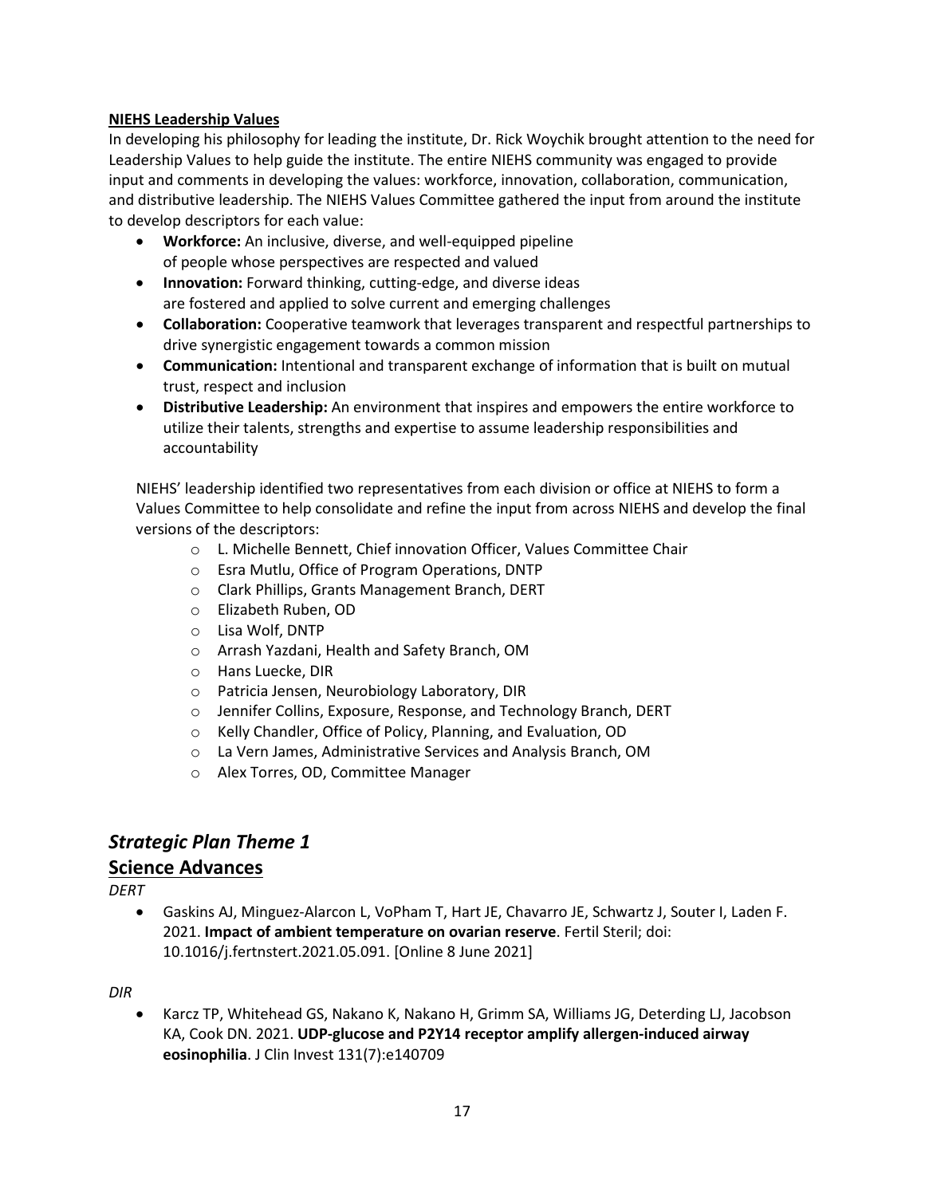**NIEHS Leadership Values**

In developing his philosophy for leading the institute, Dr. Rick Woychik brought attention to the need for Leadership Values to help guide the institute. The entire NIEHS community was engaged to provide input and comments in developing the values: workforce, innovation, collaboration, communication, and distributive leadership. The NIEHS Values Committee gathered the input from around the institute to develop descriptors for each value:

- **Workforce:** An inclusive, diverse, and well-equipped pipeline of people whose perspectives are respected and valued
- **Innovation:** Forward thinking, cutting-edge, and diverse ideas are fostered and applied to solve current and emerging challenges
- **Collaboration:** Cooperative teamwork that leverages transparent and respectful partnerships to drive synergistic engagement towards a common mission
- **Communication:** Intentional and transparent exchange of information that is built on mutual trust, respect and inclusion
- **Distributive Leadership:** An environment that inspires and empowers the entire workforce to utilize their talents, strengths and expertise to assume leadership responsibilities and accountability

NIEHS' leadership identified two representatives from each division or office at NIEHS to form a Values Committee to help consolidate and refine the input from across NIEHS and develop the final versions of the descriptors:

- L. Michelle Bennett, Chief innovation Officer, Values Committee Chair
- Esra Mutlu, Office of Program Operations, DNTP
- Clark Phillips, Grants Management Branch, DERT
- Elizabeth Ruben, OD
- Lisa Wolf, DNTP
- Arrash Yazdani, Health and Safety Branch, OM
- Hans Luecke, DIR
- Patricia Jensen, Neurobiology Laboratory, DIR
- Jennifer Collins, Exposure, Response, and Technology Branch, DERT
- Kelly Chandler, Office of Policy, Planning, and Evaluation, OD
- La Vern James, Administrative Services and Analysis Branch, OM
- Alex Torres, OD, Committee Manager

## *Strategic Plan Theme 1*

## Science Advances

*DERT*

- Gaskins AJ, Minguez-Alarcon L, VoPham T, Hart JE, Chavarro JE, Schwartz J, Souter I, Laden F. 2021. **Impact of ambient temperature on ovarian reserve**. Fertil Steril; doi: 10.1016/j.fertnstert.2021.05.091. [Online 8 June 2021]

*DIR*

- Karcz TP, Whitehead GS, Nakano K, Nakano H, Grimm SA, Williams JG, Deterding LJ, Jacobson KA, Cook DN. 2021. **UDP-glucose and P2Y14 receptor amplify allergen-induced airway eosinophilia**. J Clin Invest 131(7):e140709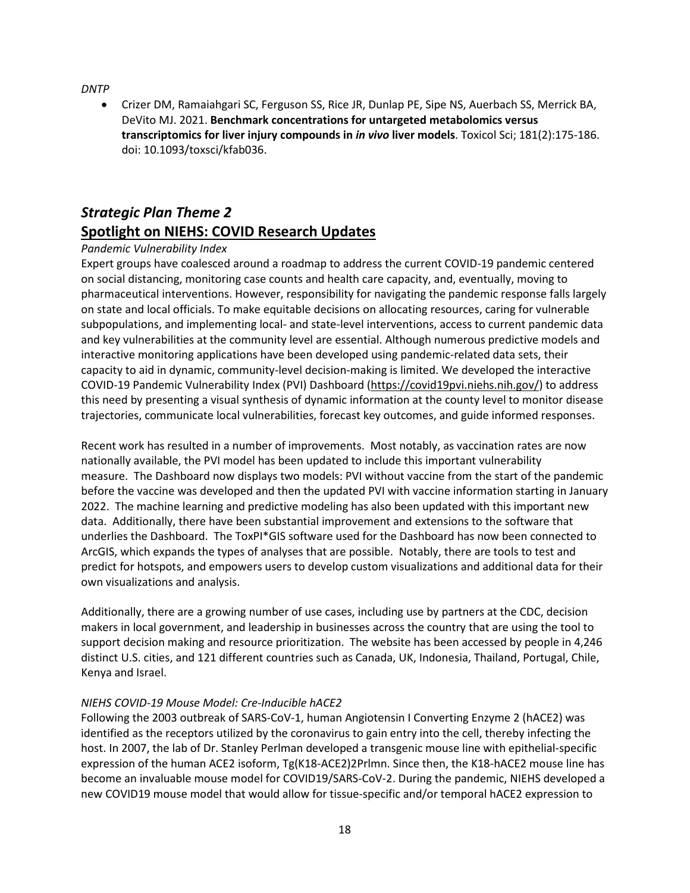*DNTP*

- Crizer DM, Ramaiahgari SC, Ferguson SS, Rice JR, Dunlap PE, Sipe NS, Auerbach SS, Merrick BA, DeVito MJ. 2021. **Benchmark concentrations for untargeted metabolomics versus transcriptomics for liver injury compounds in *in vivo* liver models**. Toxicol Sci; 181(2):175-186. doi: 10.1093/toxsci/kfab036.

## *Strategic Plan Theme 2*

## Spotlight on NIEHS: COVID Research Updates

*Pandemic Vulnerability Index*

Expert groups have coalesced around a roadmap to address the current COVID-19 pandemic centered on social distancing, monitoring case counts and health care capacity, and, eventually, moving to pharmaceutical interventions. However, responsibility for navigating the pandemic response falls largely on state and local officials. To make equitable decisions on allocating resources, caring for vulnerable subpopulations, and implementing local- and state-level interventions, access to current pandemic data and key vulnerabilities at the community level are essential. Although numerous predictive models and interactive monitoring applications have been developed using pandemic-related data sets, their capacity to aid in dynamic, community-level decision-making is limited. We developed the interactive COVID-19 Pandemic Vulnerability Index (PVI) Dashboard (https://covid19pvi.niehs.nih.gov/) to address this need by presenting a visual synthesis of dynamic information at the county level to monitor disease trajectories, communicate local vulnerabilities, forecast key outcomes, and guide informed responses.

Recent work has resulted in a number of improvements. Most notably, as vaccination rates are now nationally available, the PVI model has been updated to include this important vulnerability measure. The Dashboard now displays two models: PVI without vaccine from the start of the pandemic before the vaccine was developed and then the updated PVI with vaccine information starting in January 2022. The machine learning and predictive modeling has also been updated with this important new data. Additionally, there have been substantial improvement and extensions to the software that underlies the Dashboard. The ToxPI*GIS software used for the Dashboard has now been connected to ArcGIS, which expands the types of analyses that are possible. Notably, there are tools to test and predict for hotspots, and empowers users to develop custom visualizations and additional data for their own visualizations and analysis.

Additionally, there are a growing number of use cases, including use by partners at the CDC, decision makers in local government, and leadership in businesses across the country that are using the tool to support decision making and resource prioritization. The website has been accessed by people in 4,246 distinct U.S. cities, and 121 different countries such as Canada, UK, Indonesia, Thailand, Portugal, Chile, Kenya and Israel.

*NIEHS COVID-19 Mouse Model: Cre-Inducible hACE2*

Following the 2003 outbreak of SARS-CoV-1, human Angiotensin I Converting Enzyme 2 (hACE2) was identified as the receptors utilized by the coronavirus to gain entry into the cell, thereby infecting the host. In 2007, the lab of Dr. Stanley Perlman developed a transgenic mouse line with epithelial-specific expression of the human ACE2 isoform, Tg(K18-ACE2)2Prlmn. Since then, the K18-hACE2 mouse line has become an invaluable mouse model for COVID19/SARS-CoV-2. During the pandemic, NIEHS developed a new COVID19 mouse model that would allow for tissue-specific and/or temporal hACE2 expression to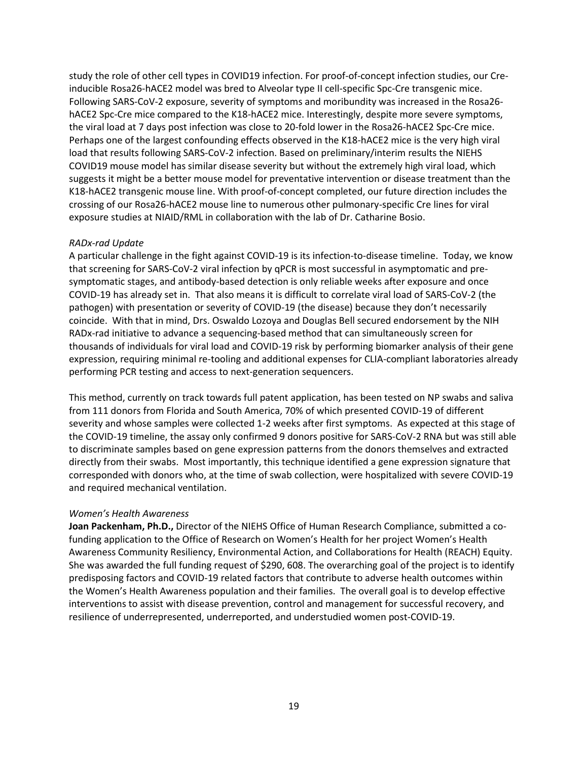study the role of other cell types in COVID19 infection. For proof-of-concept infection studies, our Cre-inducible Rosa26-hACE2 model was bred to Alveolar type II cell-specific Spc-Cre transgenic mice. Following SARS-CoV-2 exposure, severity of symptoms and moribundity was increased in the Rosa26-hACE2 Spc-Cre mice compared to the K18-hACE2 mice. Interestingly, despite more severe symptoms, the viral load at 7 days post infection was close to 20-fold lower in the Rosa26-hACE2 Spc-Cre mice. Perhaps one of the largest confounding effects observed in the K18-hACE2 mice is the very high viral load that results following SARS-CoV-2 infection. Based on preliminary/interim results the NIEHS COVID19 mouse model has similar disease severity but without the extremely high viral load, which suggests it might be a better mouse model for preventative intervention or disease treatment than the K18-hACE2 transgenic mouse line. With proof-of-concept completed, our future direction includes the crossing of our Rosa26-hACE2 mouse line to numerous other pulmonary-specific Cre lines for viral exposure studies at NIAID/RML in collaboration with the lab of Dr. Catharine Bosio.

*RADx-rad Update*

A particular challenge in the fight against COVID-19 is its infection-to-disease timeline. Today, we know that screening for SARS-CoV-2 viral infection by qPCR is most successful in asymptomatic and pre-symptomatic stages, and antibody-based detection is only reliable weeks after exposure and once COVID-19 has already set in. That also means it is difficult to correlate viral load of SARS-CoV-2 (the pathogen) with presentation or severity of COVID-19 (the disease) because they don't necessarily coincide. With that in mind, Drs. Oswaldo Lozoya and Douglas Bell secured endorsement by the NIH RADx-rad initiative to advance a sequencing-based method that can simultaneously screen for thousands of individuals for viral load and COVID-19 risk by performing biomarker analysis of their gene expression, requiring minimal re-tooling and additional expenses for CLIA-compliant laboratories already performing PCR testing and access to next-generation sequencers.

This method, currently on track towards full patent application, has been tested on NP swabs and saliva from 111 donors from Florida and South America, 70% of which presented COVID-19 of different severity and whose samples were collected 1-2 weeks after first symptoms. As expected at this stage of the COVID-19 timeline, the assay only confirmed 9 donors positive for SARS-CoV-2 RNA but was still able to discriminate samples based on gene expression patterns from the donors themselves and extracted directly from their swabs. Most importantly, this technique identified a gene expression signature that corresponded with donors who, at the time of swab collection, were hospitalized with severe COVID-19 and required mechanical ventilation.

*Women's Health Awareness*

**Joan Packenham, Ph.D.,** Director of the NIEHS Office of Human Research Compliance, submitted a co-funding application to the Office of Research on Women's Health for her project Women's Health Awareness Community Resiliency, Environmental Action, and Collaborations for Health (REACH) Equity. She was awarded the full funding request of $290, 608. The overarching goal of the project is to identify predisposing factors and COVID-19 related factors that contribute to adverse health outcomes within the Women's Health Awareness population and their families. The overall goal is to develop effective interventions to assist with disease prevention, control and management for successful recovery, and resilience of underrepresented, underreported, and understudied women post-COVID-19.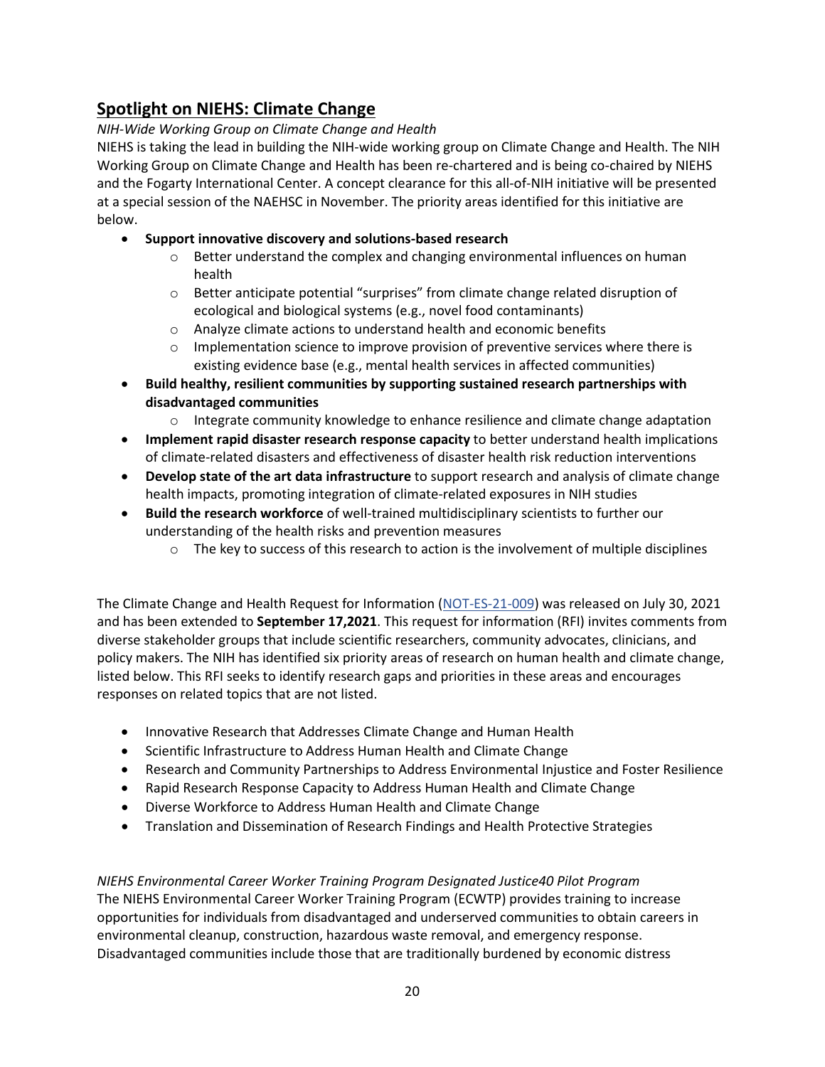## Spotlight on NIEHS: Climate Change

*NIH-Wide Working Group on Climate Change and Health*

NIEHS is taking the lead in building the NIH-wide working group on Climate Change and Health. The NIH Working Group on Climate Change and Health has been re-chartered and is being co-chaired by NIEHS and the Fogarty International Center. A concept clearance for this all-of-NIH initiative will be presented at a special session of the NAEHSC in November. The priority areas identified for this initiative are below.

- **Support innovative discovery and solutions-based research**
  - Better understand the complex and changing environmental influences on human health
  - Better anticipate potential "surprises" from climate change related disruption of ecological and biological systems (e.g., novel food contaminants)
  - Analyze climate actions to understand health and economic benefits
  - Implementation science to improve provision of preventive services where there is existing evidence base (e.g., mental health services in affected communities)
- **Build healthy, resilient communities by supporting sustained research partnerships with disadvantaged communities**
  - Integrate community knowledge to enhance resilience and climate change adaptation
- **Implement rapid disaster research response capacity** to better understand health implications of climate-related disasters and effectiveness of disaster health risk reduction interventions
- **Develop state of the art data infrastructure** to support research and analysis of climate change health impacts, promoting integration of climate-related exposures in NIH studies
- **Build the research workforce** of well-trained multidisciplinary scientists to further our understanding of the health risks and prevention measures
  - The key to success of this research to action is the involvement of multiple disciplines

The Climate Change and Health Request for Information (NOT-ES-21-009) was released on July 30, 2021 and has been extended to **September 17,2021**. This request for information (RFI) invites comments from diverse stakeholder groups that include scientific researchers, community advocates, clinicians, and policy makers. The NIH has identified six priority areas of research on human health and climate change, listed below. This RFI seeks to identify research gaps and priorities in these areas and encourages responses on related topics that are not listed.

- Innovative Research that Addresses Climate Change and Human Health
- Scientific Infrastructure to Address Human Health and Climate Change
- Research and Community Partnerships to Address Environmental Injustice and Foster Resilience
- Rapid Research Response Capacity to Address Human Health and Climate Change
- Diverse Workforce to Address Human Health and Climate Change
- Translation and Dissemination of Research Findings and Health Protective Strategies

*NIEHS Environmental Career Worker Training Program Designated Justice40 Pilot Program*

The NIEHS Environmental Career Worker Training Program (ECWTP) provides training to increase opportunities for individuals from disadvantaged and underserved communities to obtain careers in environmental cleanup, construction, hazardous waste removal, and emergency response. Disadvantaged communities include those that are traditionally burdened by economic distress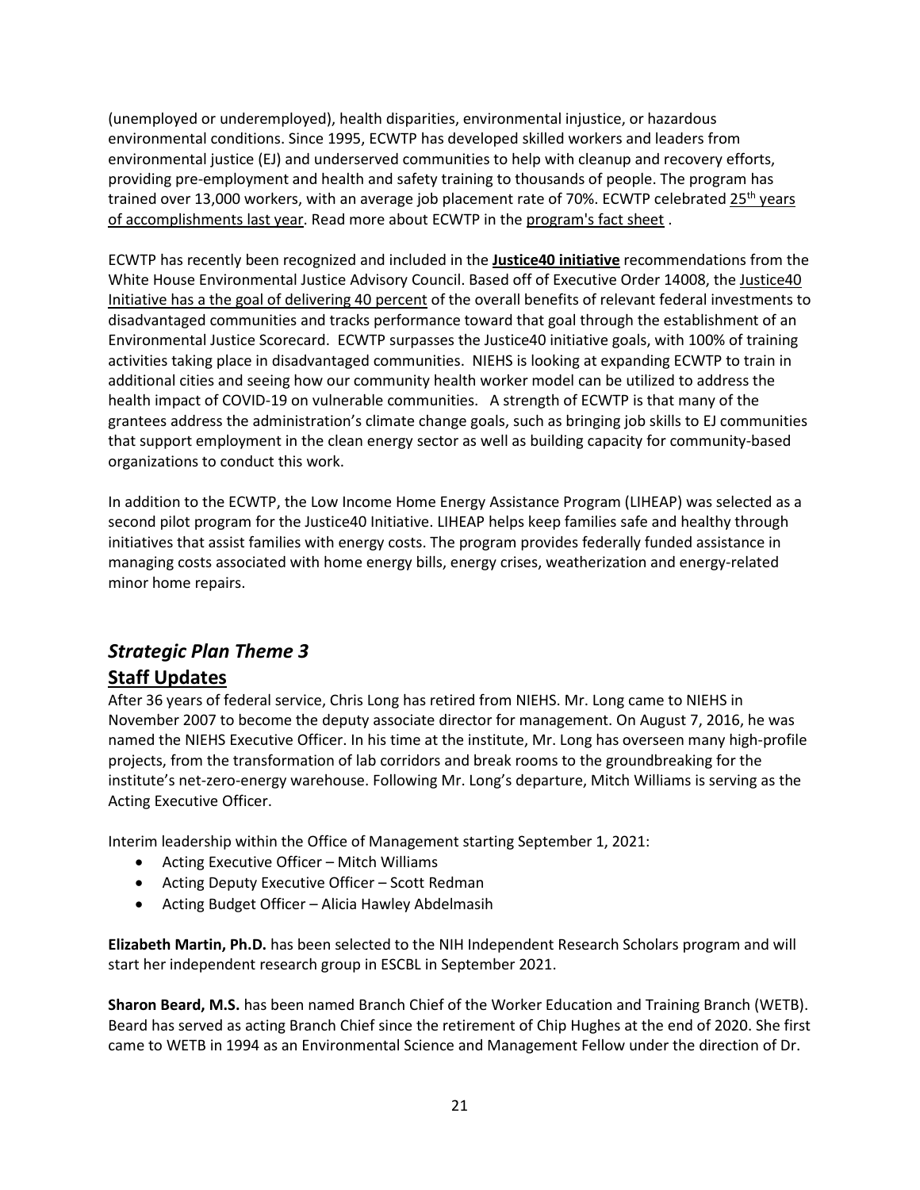(unemployed or underemployed), health disparities, environmental injustice, or hazardous environmental conditions. Since 1995, ECWTP has developed skilled workers and leaders from environmental justice (EJ) and underserved communities to help with cleanup and recovery efforts, providing pre-employment and health and safety training to thousands of people. The program has trained over 13,000 workers, with an average job placement rate of 70%. ECWTP celebrated 25th years of accomplishments last year. Read more about ECWTP in the program's fact sheet .

ECWTP has recently been recognized and included in the **Justice40 initiative** recommendations from the White House Environmental Justice Advisory Council. Based off of Executive Order 14008, the Justice40 Initiative has a the goal of delivering 40 percent of the overall benefits of relevant federal investments to disadvantaged communities and tracks performance toward that goal through the establishment of an Environmental Justice Scorecard. ECWTP surpasses the Justice40 initiative goals, with 100% of training activities taking place in disadvantaged communities. NIEHS is looking at expanding ECWTP to train in additional cities and seeing how our community health worker model can be utilized to address the health impact of COVID-19 on vulnerable communities. A strength of ECWTP is that many of the grantees address the administration's climate change goals, such as bringing job skills to EJ communities that support employment in the clean energy sector as well as building capacity for community-based organizations to conduct this work.

In addition to the ECWTP, the Low Income Home Energy Assistance Program (LIHEAP) was selected as a second pilot program for the Justice40 Initiative. LIHEAP helps keep families safe and healthy through initiatives that assist families with energy costs. The program provides federally funded assistance in managing costs associated with home energy bills, energy crises, weatherization and energy-related minor home repairs.

## *Strategic Plan Theme 3*

## Staff Updates

After 36 years of federal service, Chris Long has retired from NIEHS. Mr. Long came to NIEHS in November 2007 to become the deputy associate director for management. On August 7, 2016, he was named the NIEHS Executive Officer. In his time at the institute, Mr. Long has overseen many high-profile projects, from the transformation of lab corridors and break rooms to the groundbreaking for the institute's net-zero-energy warehouse. Following Mr. Long's departure, Mitch Williams is serving as the Acting Executive Officer.

Interim leadership within the Office of Management starting September 1, 2021:

- Acting Executive Officer – Mitch Williams
- Acting Deputy Executive Officer – Scott Redman
- Acting Budget Officer – Alicia Hawley Abdelmasih

**Elizabeth Martin, Ph.D.** has been selected to the NIH Independent Research Scholars program and will start her independent research group in ESCBL in September 2021.

**Sharon Beard, M.S.** has been named Branch Chief of the Worker Education and Training Branch (WETB). Beard has served as acting Branch Chief since the retirement of Chip Hughes at the end of 2020. She first came to WETB in 1994 as an Environmental Science and Management Fellow under the direction of Dr.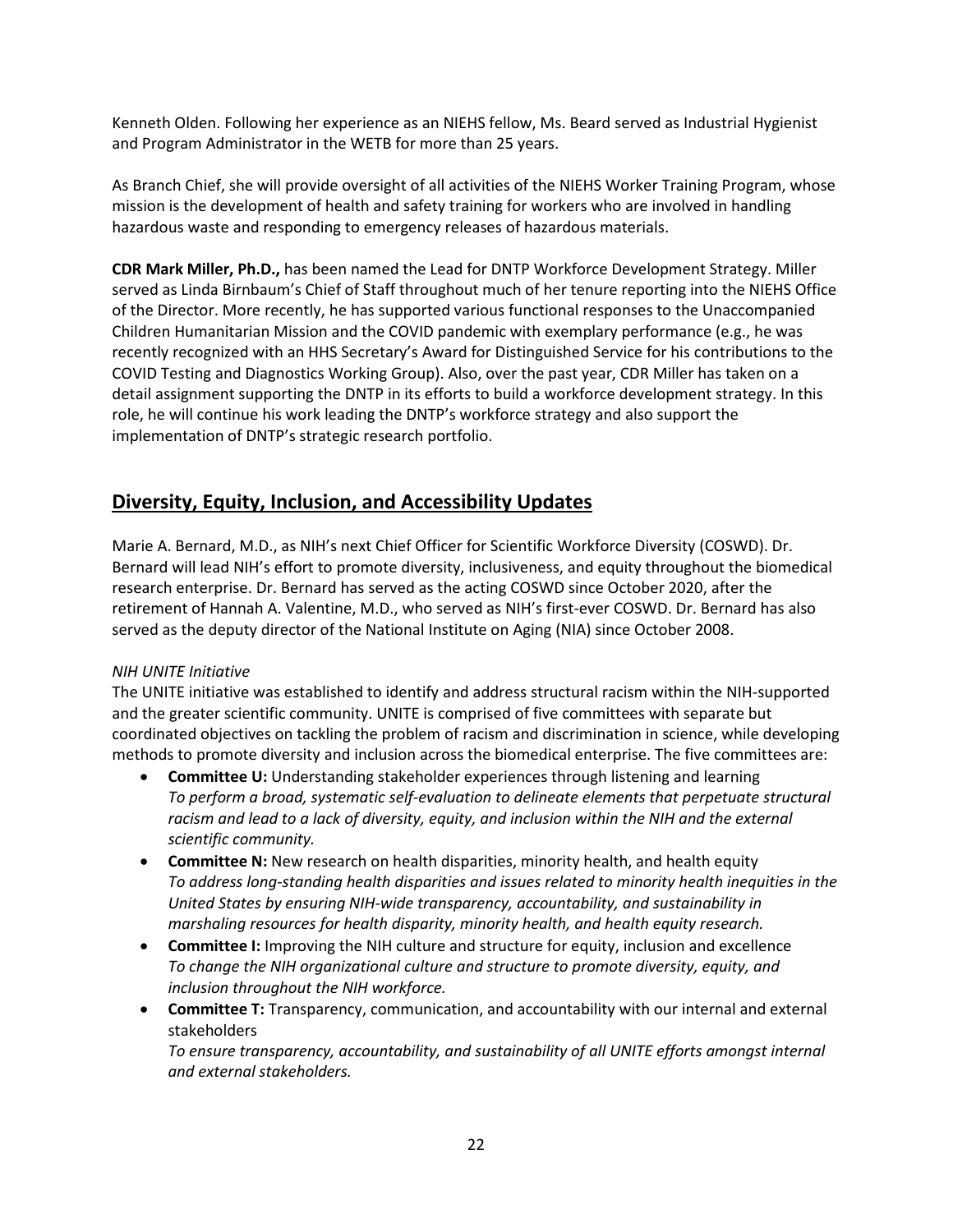Kenneth Olden. Following her experience as an NIEHS fellow, Ms. Beard served as Industrial Hygienist and Program Administrator in the WETB for more than 25 years.

As Branch Chief, she will provide oversight of all activities of the NIEHS Worker Training Program, whose mission is the development of health and safety training for workers who are involved in handling hazardous waste and responding to emergency releases of hazardous materials.

**CDR Mark Miller, Ph.D.,** has been named the Lead for DNTP Workforce Development Strategy. Miller served as Linda Birnbaum's Chief of Staff throughout much of her tenure reporting into the NIEHS Office of the Director. More recently, he has supported various functional responses to the Unaccompanied Children Humanitarian Mission and the COVID pandemic with exemplary performance (e.g., he was recently recognized with an HHS Secretary's Award for Distinguished Service for his contributions to the COVID Testing and Diagnostics Working Group). Also, over the past year, CDR Miller has taken on a detail assignment supporting the DNTP in its efforts to build a workforce development strategy. In this role, he will continue his work leading the DNTP's workforce strategy and also support the implementation of DNTP's strategic research portfolio.

## Diversity, Equity, Inclusion, and Accessibility Updates

Marie A. Bernard, M.D., as NIH's next Chief Officer for Scientific Workforce Diversity (COSWD). Dr. Bernard will lead NIH's effort to promote diversity, inclusiveness, and equity throughout the biomedical research enterprise. Dr. Bernard has served as the acting COSWD since October 2020, after the retirement of Hannah A. Valentine, M.D., who served as NIH's first-ever COSWD. Dr. Bernard has also served as the deputy director of the National Institute on Aging (NIA) since October 2008.

*NIH UNITE Initiative*

The UNITE initiative was established to identify and address structural racism within the NIH-supported and the greater scientific community. UNITE is comprised of five committees with separate but coordinated objectives on tackling the problem of racism and discrimination in science, while developing methods to promote diversity and inclusion across the biomedical enterprise. The five committees are:

- **Committee U:** Understanding stakeholder experiences through listening and learning
  *To perform a broad, systematic self-evaluation to delineate elements that perpetuate structural racism and lead to a lack of diversity, equity, and inclusion within the NIH and the external scientific community.*
- **Committee N:** New research on health disparities, minority health, and health equity
  *To address long-standing health disparities and issues related to minority health inequities in the United States by ensuring NIH-wide transparency, accountability, and sustainability in marshaling resources for health disparity, minority health, and health equity research.*
- **Committee I:** Improving the NIH culture and structure for equity, inclusion and excellence
  *To change the NIH organizational culture and structure to promote diversity, equity, and inclusion throughout the NIH workforce.*
- **Committee T:** Transparency, communication, and accountability with our internal and external stakeholders
  *To ensure transparency, accountability, and sustainability of all UNITE efforts amongst internal and external stakeholders.*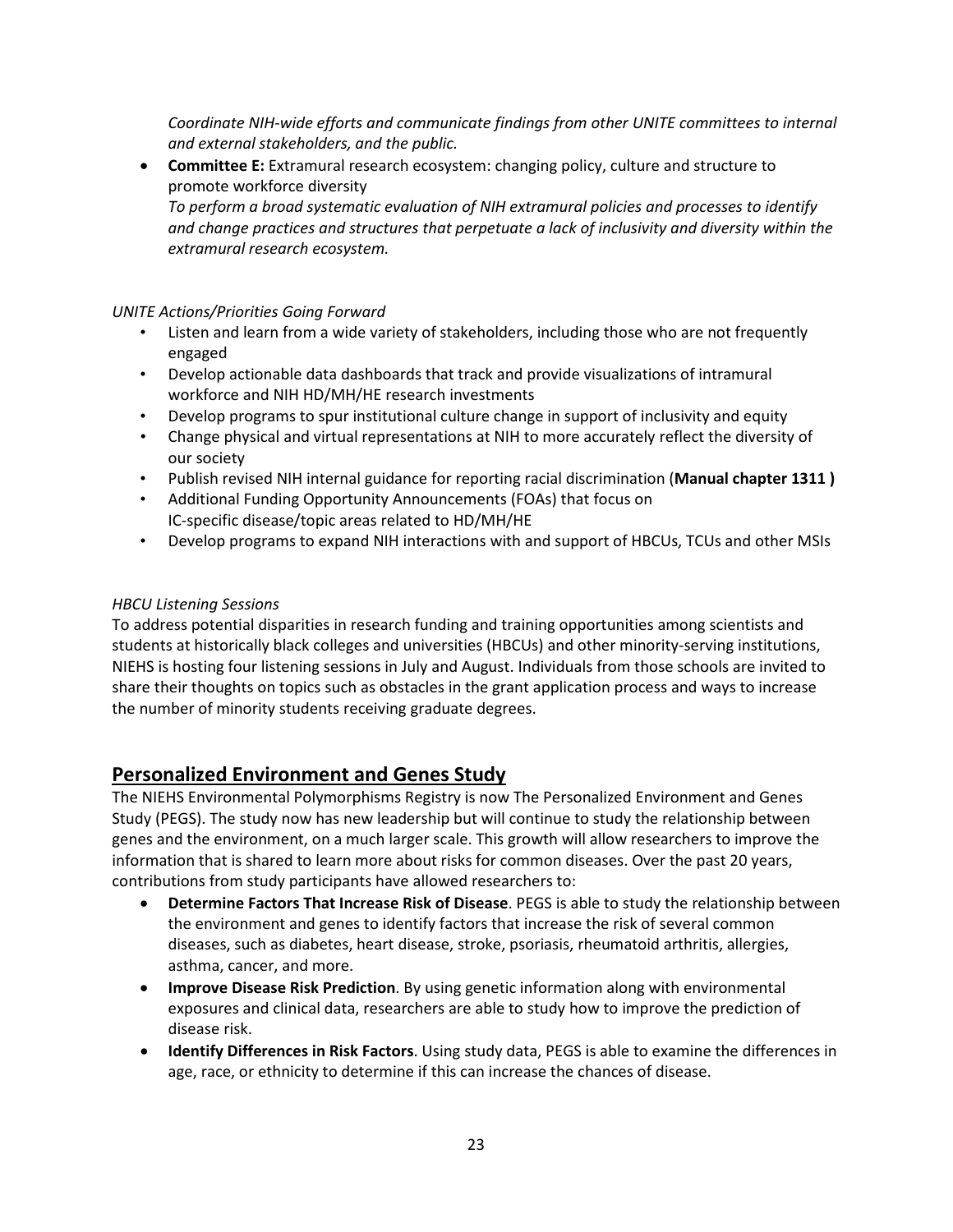*Coordinate NIH-wide efforts and communicate findings from other UNITE committees to internal and external stakeholders, and the public.*

- **Committee E:** Extramural research ecosystem: changing policy, culture and structure to promote workforce diversity
  *To perform a broad systematic evaluation of NIH extramural policies and processes to identify and change practices and structures that perpetuate a lack of inclusivity and diversity within the extramural research ecosystem.*

*UNITE Actions/Priorities Going Forward*

- Listen and learn from a wide variety of stakeholders, including those who are not frequently engaged
- Develop actionable data dashboards that track and provide visualizations of intramural workforce and NIH HD/MH/HE research investments
- Develop programs to spur institutional culture change in support of inclusivity and equity
- Change physical and virtual representations at NIH to more accurately reflect the diversity of our society
- Publish revised NIH internal guidance for reporting racial discrimination (**Manual chapter 1311 )**
- Additional Funding Opportunity Announcements (FOAs) that focus on IC-specific disease/topic areas related to HD/MH/HE
- Develop programs to expand NIH interactions with and support of HBCUs, TCUs and other MSIs

*HBCU Listening Sessions*

To address potential disparities in research funding and training opportunities among scientists and students at historically black colleges and universities (HBCUs) and other minority-serving institutions, NIEHS is hosting four listening sessions in July and August. Individuals from those schools are invited to share their thoughts on topics such as obstacles in the grant application process and ways to increase the number of minority students receiving graduate degrees.

## Personalized Environment and Genes Study

The NIEHS Environmental Polymorphisms Registry is now The Personalized Environment and Genes Study (PEGS). The study now has new leadership but will continue to study the relationship between genes and the environment, on a much larger scale. This growth will allow researchers to improve the information that is shared to learn more about risks for common diseases. Over the past 20 years, contributions from study participants have allowed researchers to:

- **Determine Factors That Increase Risk of Disease**. PEGS is able to study the relationship between the environment and genes to identify factors that increase the risk of several common diseases, such as diabetes, heart disease, stroke, psoriasis, rheumatoid arthritis, allergies, asthma, cancer, and more.
- **Improve Disease Risk Prediction**. By using genetic information along with environmental exposures and clinical data, researchers are able to study how to improve the prediction of disease risk.
- **Identify Differences in Risk Factors**. Using study data, PEGS is able to examine the differences in age, race, or ethnicity to determine if this can increase the chances of disease.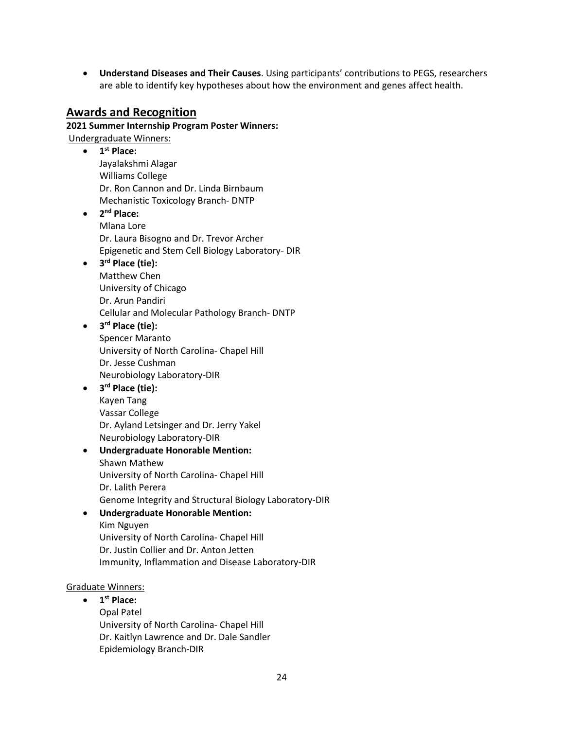- **Understand Diseases and Their Causes**. Using participants' contributions to PEGS, researchers are able to identify key hypotheses about how the environment and genes affect health.

## Awards and Recognition

**2021 Summer Internship Program Poster Winners:**

Undergraduate Winners:

- **1st Place:**
  Jayalakshmi Alagar
  Williams College
  Dr. Ron Cannon and Dr. Linda Birnbaum
  Mechanistic Toxicology Branch- DNTP
- **2nd Place:**
  Mlana Lore
  Dr. Laura Bisogno and Dr. Trevor Archer
  Epigenetic and Stem Cell Biology Laboratory- DIR
- **3rd Place (tie):**
  Matthew Chen
  University of Chicago
  Dr. Arun Pandiri
  Cellular and Molecular Pathology Branch- DNTP
- **3rd Place (tie):**
  Spencer Maranto
  University of North Carolina- Chapel Hill
  Dr. Jesse Cushman
  Neurobiology Laboratory-DIR
- **3rd Place (tie):**
  Kayen Tang
  Vassar College
  Dr. Ayland Letsinger and Dr. Jerry Yakel
  Neurobiology Laboratory-DIR
- **Undergraduate Honorable Mention:**
  Shawn Mathew
  University of North Carolina- Chapel Hill
  Dr. Lalith Perera
  Genome Integrity and Structural Biology Laboratory-DIR
- **Undergraduate Honorable Mention:**
  Kim Nguyen
  University of North Carolina- Chapel Hill
  Dr. Justin Collier and Dr. Anton Jetten
  Immunity, Inflammation and Disease Laboratory-DIR

Graduate Winners:

- **1st Place:**
  Opal Patel
  University of North Carolina- Chapel Hill
  Dr. Kaitlyn Lawrence and Dr. Dale Sandler
  Epidemiology Branch-DIR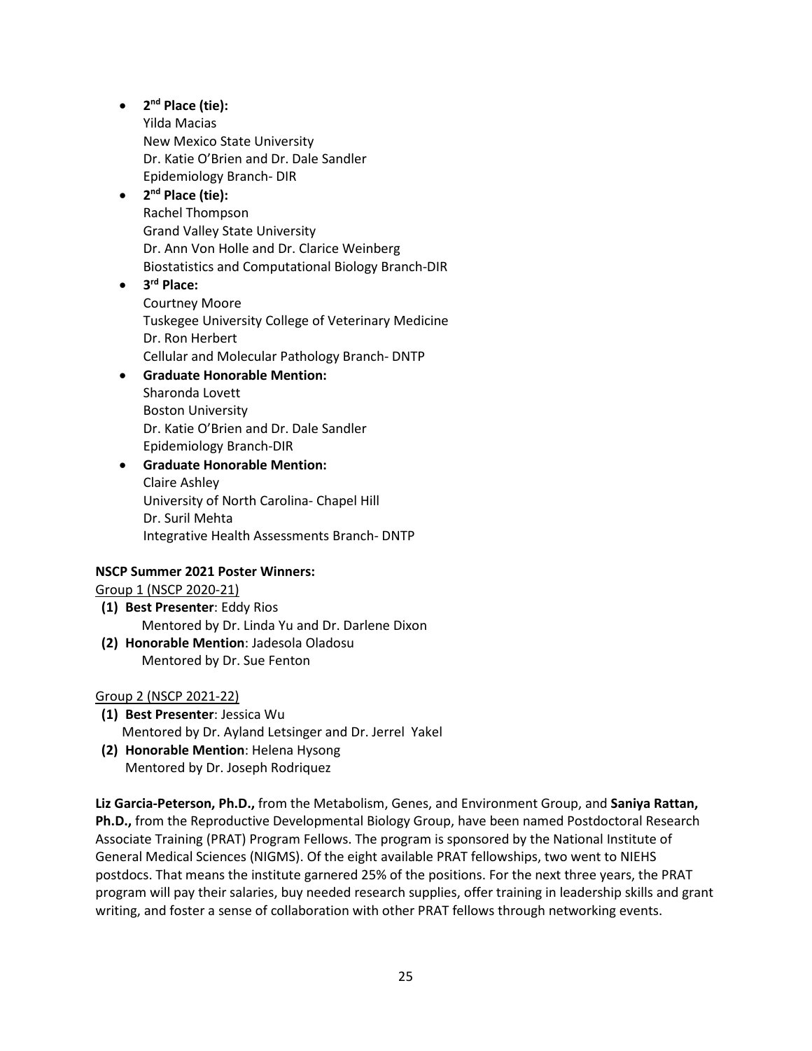- **2nd Place (tie):**
  Yilda Macias
  New Mexico State University
  Dr. Katie O'Brien and Dr. Dale Sandler
  Epidemiology Branch- DIR
- **2nd Place (tie):**
  Rachel Thompson
  Grand Valley State University
  Dr. Ann Von Holle and Dr. Clarice Weinberg
  Biostatistics and Computational Biology Branch-DIR
- **3rd Place:**
  Courtney Moore
  Tuskegee University College of Veterinary Medicine
  Dr. Ron Herbert
  Cellular and Molecular Pathology Branch- DNTP
- **Graduate Honorable Mention:**
  Sharonda Lovett
  Boston University
  Dr. Katie O'Brien and Dr. Dale Sandler
  Epidemiology Branch-DIR
- **Graduate Honorable Mention:**
  Claire Ashley
  University of North Carolina- Chapel Hill
  Dr. Suril Mehta
  Integrative Health Assessments Branch- DNTP

**NSCP Summer 2021 Poster Winners:**

Group 1 (NSCP 2020-21)

1. **Best Presenter**: Eddy Rios
   Mentored by Dr. Linda Yu and Dr. Darlene Dixon
2. **Honorable Mention**: Jadesola Oladosu
   Mentored by Dr. Sue Fenton

Group 2 (NSCP 2021-22)

1. **Best Presenter**: Jessica Wu
   Mentored by Dr. Ayland Letsinger and Dr. Jerrel Yakel
2. **Honorable Mention**: Helena Hysong
   Mentored by Dr. Joseph Rodriquez

**Liz Garcia-Peterson, Ph.D.,** from the Metabolism, Genes, and Environment Group, and **Saniya Rattan, Ph.D.,** from the Reproductive Developmental Biology Group, have been named Postdoctoral Research Associate Training (PRAT) Program Fellows. The program is sponsored by the National Institute of General Medical Sciences (NIGMS). Of the eight available PRAT fellowships, two went to NIEHS postdocs. That means the institute garnered 25% of the positions. For the next three years, the PRAT program will pay their salaries, buy needed research supplies, offer training in leadership skills and grant writing, and foster a sense of collaboration with other PRAT fellows through networking events.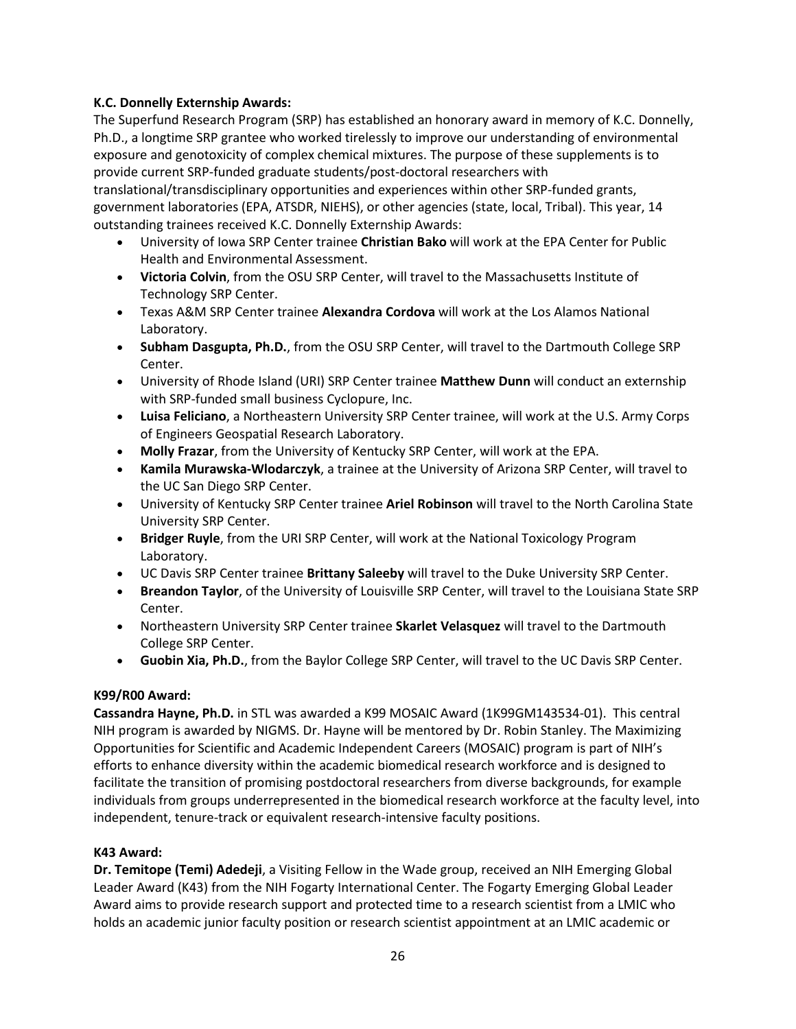**K.C. Donnelly Externship Awards:**

The Superfund Research Program (SRP) has established an honorary award in memory of K.C. Donnelly, Ph.D., a longtime SRP grantee who worked tirelessly to improve our understanding of environmental exposure and genotoxicity of complex chemical mixtures. The purpose of these supplements is to provide current SRP-funded graduate students/post-doctoral researchers with translational/transdisciplinary opportunities and experiences within other SRP-funded grants, government laboratories (EPA, ATSDR, NIEHS), or other agencies (state, local, Tribal). This year, 14 outstanding trainees received K.C. Donnelly Externship Awards:

- University of Iowa SRP Center trainee **Christian Bako** will work at the EPA Center for Public Health and Environmental Assessment.
- **Victoria Colvin**, from the OSU SRP Center, will travel to the Massachusetts Institute of Technology SRP Center.
- Texas A&M SRP Center trainee **Alexandra Cordova** will work at the Los Alamos National Laboratory.
- **Subham Dasgupta, Ph.D.**, from the OSU SRP Center, will travel to the Dartmouth College SRP Center.
- University of Rhode Island (URI) SRP Center trainee **Matthew Dunn** will conduct an externship with SRP-funded small business Cyclopure, Inc.
- **Luisa Feliciano**, a Northeastern University SRP Center trainee, will work at the U.S. Army Corps of Engineers Geospatial Research Laboratory.
- **Molly Frazar**, from the University of Kentucky SRP Center, will work at the EPA.
- **Kamila Murawska-Wlodarczyk**, a trainee at the University of Arizona SRP Center, will travel to the UC San Diego SRP Center.
- University of Kentucky SRP Center trainee **Ariel Robinson** will travel to the North Carolina State University SRP Center.
- **Bridger Ruyle**, from the URI SRP Center, will work at the National Toxicology Program Laboratory.
- UC Davis SRP Center trainee **Brittany Saleeby** will travel to the Duke University SRP Center.
- **Breandon Taylor**, of the University of Louisville SRP Center, will travel to the Louisiana State SRP Center.
- Northeastern University SRP Center trainee **Skarlet Velasquez** will travel to the Dartmouth College SRP Center.
- **Guobin Xia, Ph.D.**, from the Baylor College SRP Center, will travel to the UC Davis SRP Center.

**K99/R00 Award:**

**Cassandra Hayne, Ph.D.** in STL was awarded a K99 MOSAIC Award (1K99GM143534-01). This central NIH program is awarded by NIGMS. Dr. Hayne will be mentored by Dr. Robin Stanley. The Maximizing Opportunities for Scientific and Academic Independent Careers (MOSAIC) program is part of NIH's efforts to enhance diversity within the academic biomedical research workforce and is designed to facilitate the transition of promising postdoctoral researchers from diverse backgrounds, for example individuals from groups underrepresented in the biomedical research workforce at the faculty level, into independent, tenure-track or equivalent research-intensive faculty positions.

**K43 Award:**

**Dr. Temitope (Temi) Adedeji**, a Visiting Fellow in the Wade group, received an NIH Emerging Global Leader Award (K43) from the NIH Fogarty International Center. The Fogarty Emerging Global Leader Award aims to provide research support and protected time to a research scientist from a LMIC who holds an academic junior faculty position or research scientist appointment at an LMIC academic or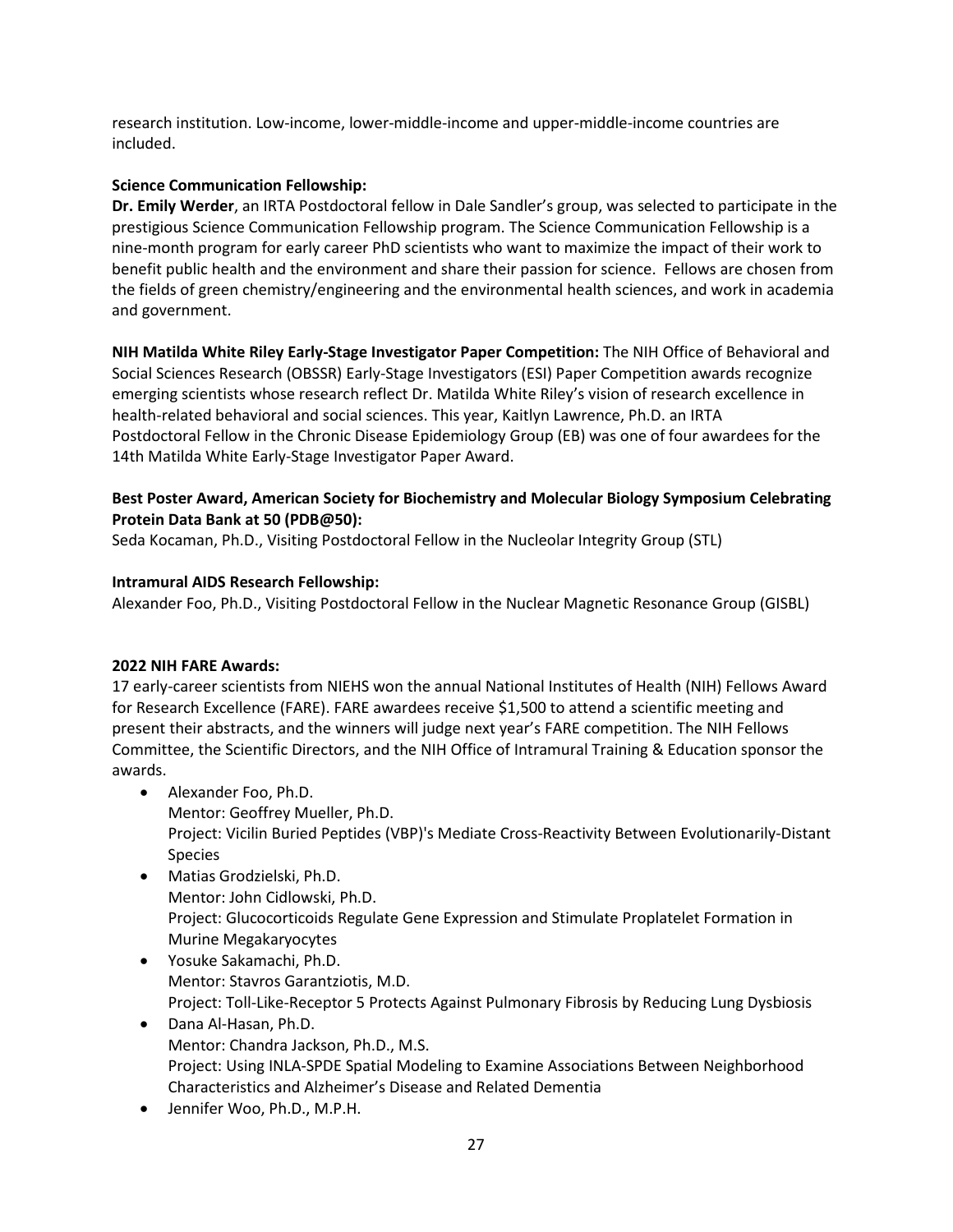research institution. Low-income, lower-middle-income and upper-middle-income countries are included.

**Science Communication Fellowship:**
**Dr. Emily Werder**, an IRTA Postdoctoral fellow in Dale Sandler's group, was selected to participate in the prestigious Science Communication Fellowship program. The Science Communication Fellowship is a nine-month program for early career PhD scientists who want to maximize the impact of their work to benefit public health and the environment and share their passion for science. Fellows are chosen from the fields of green chemistry/engineering and the environmental health sciences, and work in academia and government.

**NIH Matilda White Riley Early-Stage Investigator Paper Competition:** The NIH Office of Behavioral and Social Sciences Research (OBSSR) Early-Stage Investigators (ESI) Paper Competition awards recognize emerging scientists whose research reflect Dr. Matilda White Riley's vision of research excellence in health-related behavioral and social sciences. This year, Kaitlyn Lawrence, Ph.D. an IRTA Postdoctoral Fellow in the Chronic Disease Epidemiology Group (EB) was one of four awardees for the 14th Matilda White Early-Stage Investigator Paper Award.

**Best Poster Award, American Society for Biochemistry and Molecular Biology Symposium Celebrating Protein Data Bank at 50 (PDB@50):**
Seda Kocaman, Ph.D., Visiting Postdoctoral Fellow in the Nucleolar Integrity Group (STL)

**Intramural AIDS Research Fellowship:**
Alexander Foo, Ph.D., Visiting Postdoctoral Fellow in the Nuclear Magnetic Resonance Group (GISBL)

**2022 NIH FARE Awards:**
17 early-career scientists from NIEHS won the annual National Institutes of Health (NIH) Fellows Award for Research Excellence (FARE). FARE awardees receive $1,500 to attend a scientific meeting and present their abstracts, and the winners will judge next year's FARE competition. The NIH Fellows Committee, the Scientific Directors, and the NIH Office of Intramural Training & Education sponsor the awards.

- Alexander Foo, Ph.D.
  Mentor: Geoffrey Mueller, Ph.D.
  Project: Vicilin Buried Peptides (VBP)'s Mediate Cross-Reactivity Between Evolutionarily-Distant Species
- Matias Grodzielski, Ph.D.
  Mentor: John Cidlowski, Ph.D.
  Project: Glucocorticoids Regulate Gene Expression and Stimulate Proplatelet Formation in Murine Megakaryocytes
- Yosuke Sakamachi, Ph.D.
  Mentor: Stavros Garantziotis, M.D.
  Project: Toll-Like-Receptor 5 Protects Against Pulmonary Fibrosis by Reducing Lung Dysbiosis
- Dana Al-Hasan, Ph.D.
  Mentor: Chandra Jackson, Ph.D., M.S.
  Project: Using INLA-SPDE Spatial Modeling to Examine Associations Between Neighborhood Characteristics and Alzheimer's Disease and Related Dementia
- Jennifer Woo, Ph.D., M.P.H.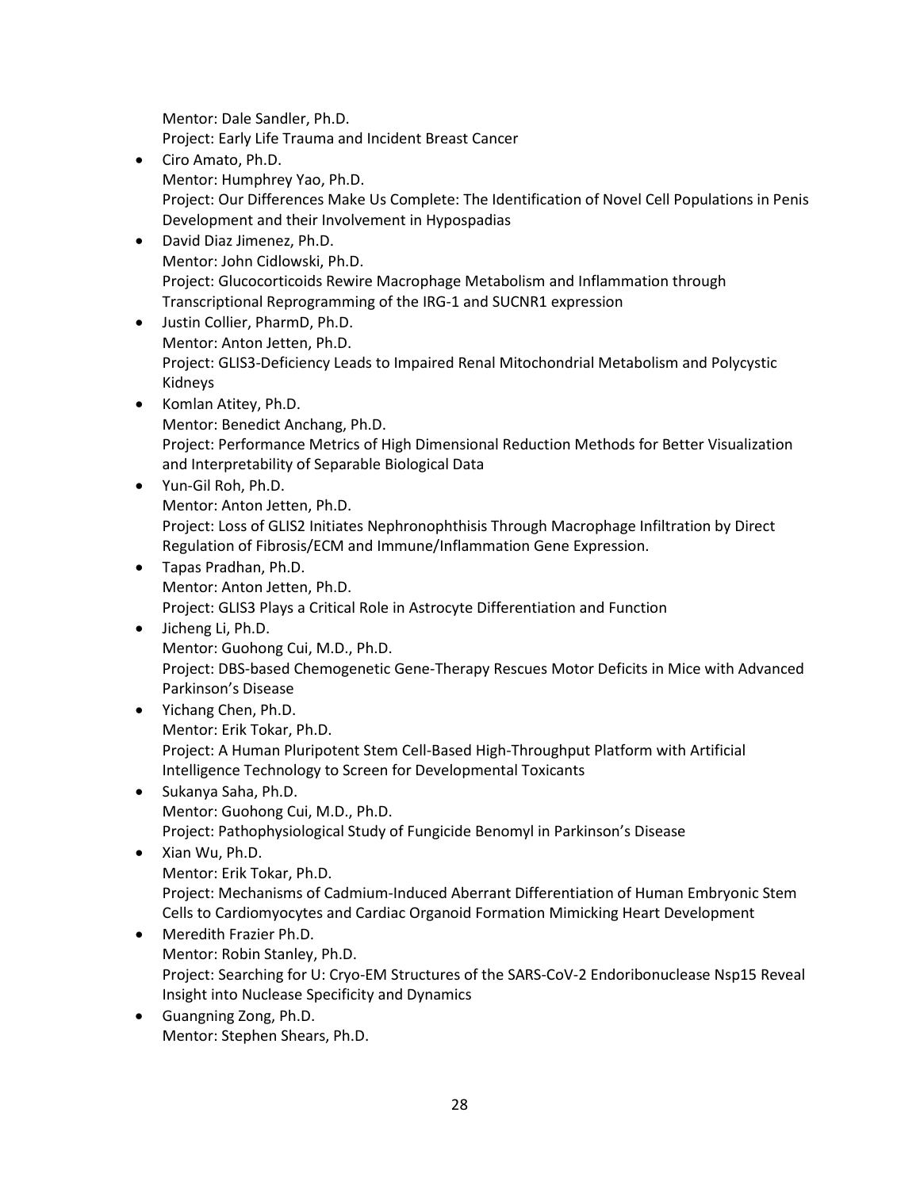Mentor: Dale Sandler, Ph.D.
Project: Early Life Trauma and Incident Breast Cancer

- Ciro Amato, Ph.D.
  Mentor: Humphrey Yao, Ph.D.
  Project: Our Differences Make Us Complete: The Identification of Novel Cell Populations in Penis Development and their Involvement in Hypospadias
- David Diaz Jimenez, Ph.D.
  Mentor: John Cidlowski, Ph.D.
  Project: Glucocorticoids Rewire Macrophage Metabolism and Inflammation through Transcriptional Reprogramming of the IRG-1 and SUCNR1 expression
- Justin Collier, PharmD, Ph.D.
  Mentor: Anton Jetten, Ph.D.
  Project: GLIS3-Deficiency Leads to Impaired Renal Mitochondrial Metabolism and Polycystic Kidneys
- Komlan Atitey, Ph.D.
  Mentor: Benedict Anchang, Ph.D.
  Project: Performance Metrics of High Dimensional Reduction Methods for Better Visualization and Interpretability of Separable Biological Data
- Yun-Gil Roh, Ph.D.
  Mentor: Anton Jetten, Ph.D.
  Project: Loss of GLIS2 Initiates Nephronophthisis Through Macrophage Infiltration by Direct Regulation of Fibrosis/ECM and Immune/Inflammation Gene Expression.
- Tapas Pradhan, Ph.D.
  Mentor: Anton Jetten, Ph.D.
  Project: GLIS3 Plays a Critical Role in Astrocyte Differentiation and Function
- Jicheng Li, Ph.D.
  Mentor: Guohong Cui, M.D., Ph.D.
  Project: DBS-based Chemogenetic Gene-Therapy Rescues Motor Deficits in Mice with Advanced Parkinson's Disease
- Yichang Chen, Ph.D.
  Mentor: Erik Tokar, Ph.D.
  Project: A Human Pluripotent Stem Cell-Based High-Throughput Platform with Artificial Intelligence Technology to Screen for Developmental Toxicants
- Sukanya Saha, Ph.D.
  Mentor: Guohong Cui, M.D., Ph.D.
  Project: Pathophysiological Study of Fungicide Benomyl in Parkinson's Disease
- Xian Wu, Ph.D.
  Mentor: Erik Tokar, Ph.D.
  Project: Mechanisms of Cadmium-Induced Aberrant Differentiation of Human Embryonic Stem Cells to Cardiomyocytes and Cardiac Organoid Formation Mimicking Heart Development
- Meredith Frazier Ph.D.
  Mentor: Robin Stanley, Ph.D.
  Project: Searching for U: Cryo-EM Structures of the SARS-CoV-2 Endoribonuclease Nsp15 Reveal Insight into Nuclease Specificity and Dynamics
- Guangning Zong, Ph.D.
  Mentor: Stephen Shears, Ph.D.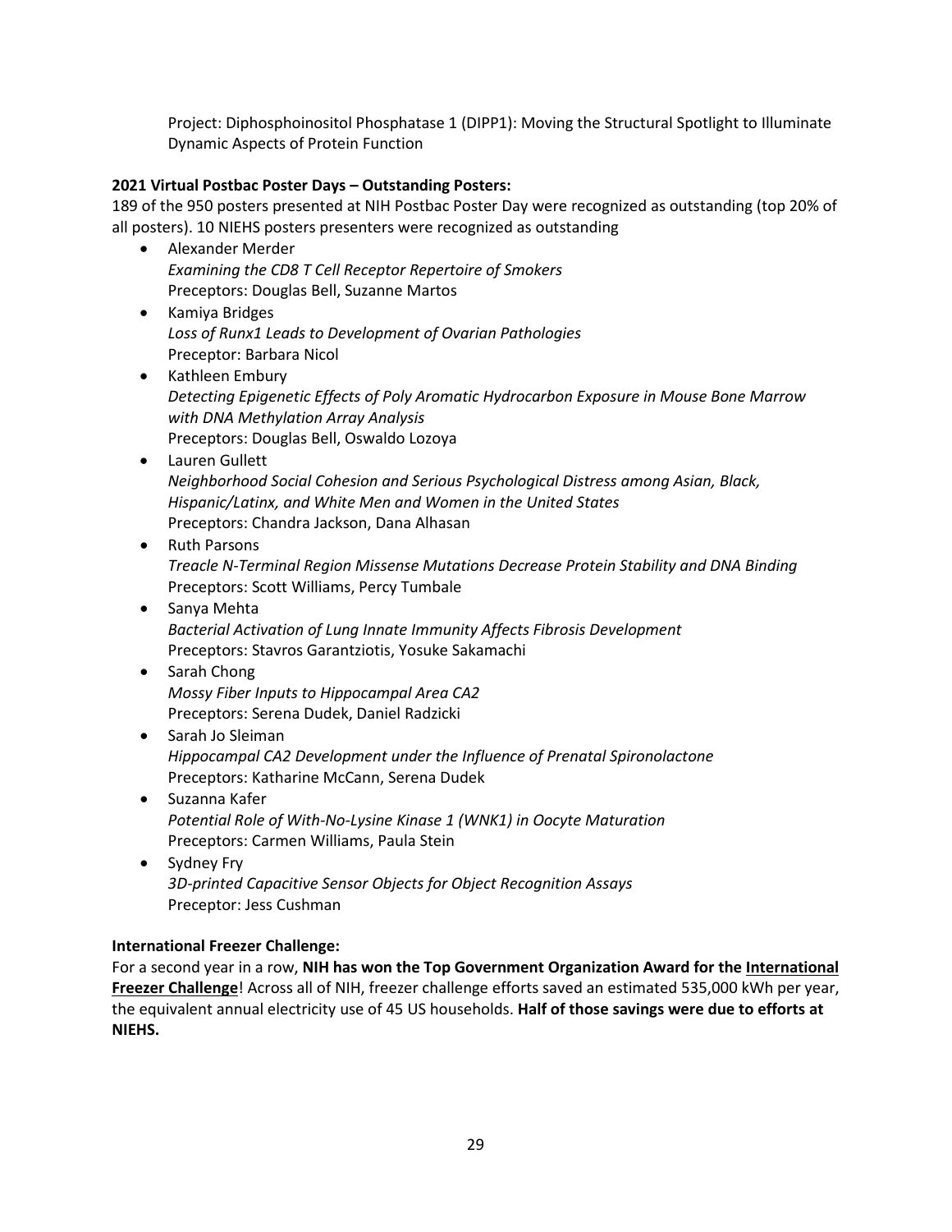Project: Diphosphoinositol Phosphatase 1 (DIPP1): Moving the Structural Spotlight to Illuminate Dynamic Aspects of Protein Function

**2021 Virtual Postbac Poster Days – Outstanding Posters:**

189 of the 950 posters presented at NIH Postbac Poster Day were recognized as outstanding (top 20% of all posters). 10 NIEHS posters presenters were recognized as outstanding

- Alexander Merder
  *Examining the CD8 T Cell Receptor Repertoire of Smokers*
  Preceptors: Douglas Bell, Suzanne Martos
- Kamiya Bridges
  *Loss of Runx1 Leads to Development of Ovarian Pathologies*
  Preceptor: Barbara Nicol
- Kathleen Embury
  *Detecting Epigenetic Effects of Poly Aromatic Hydrocarbon Exposure in Mouse Bone Marrow with DNA Methylation Array Analysis*
  Preceptors: Douglas Bell, Oswaldo Lozoya
- Lauren Gullett
  *Neighborhood Social Cohesion and Serious Psychological Distress among Asian, Black, Hispanic/Latinx, and White Men and Women in the United States*
  Preceptors: Chandra Jackson, Dana Alhasan
- Ruth Parsons
  *Treacle N-Terminal Region Missense Mutations Decrease Protein Stability and DNA Binding*
  Preceptors: Scott Williams, Percy Tumbale
- Sanya Mehta
  *Bacterial Activation of Lung Innate Immunity Affects Fibrosis Development*
  Preceptors: Stavros Garantziotis, Yosuke Sakamachi
- Sarah Chong
  *Mossy Fiber Inputs to Hippocampal Area CA2*
  Preceptors: Serena Dudek, Daniel Radzicki
- Sarah Jo Sleiman
  *Hippocampal CA2 Development under the Influence of Prenatal Spironolactone*
  Preceptors: Katharine McCann, Serena Dudek
- Suzanna Kafer
  *Potential Role of With-No-Lysine Kinase 1 (WNK1) in Oocyte Maturation*
  Preceptors: Carmen Williams, Paula Stein
- Sydney Fry
  *3D-printed Capacitive Sensor Objects for Object Recognition Assays*
  Preceptor: Jess Cushman

**International Freezer Challenge:**

For a second year in a row, **NIH has won the Top Government Organization Award for the International Freezer Challenge**! Across all of NIH, freezer challenge efforts saved an estimated 535,000 kWh per year, the equivalent annual electricity use of 45 US households. **Half of those savings were due to efforts at NIEHS.**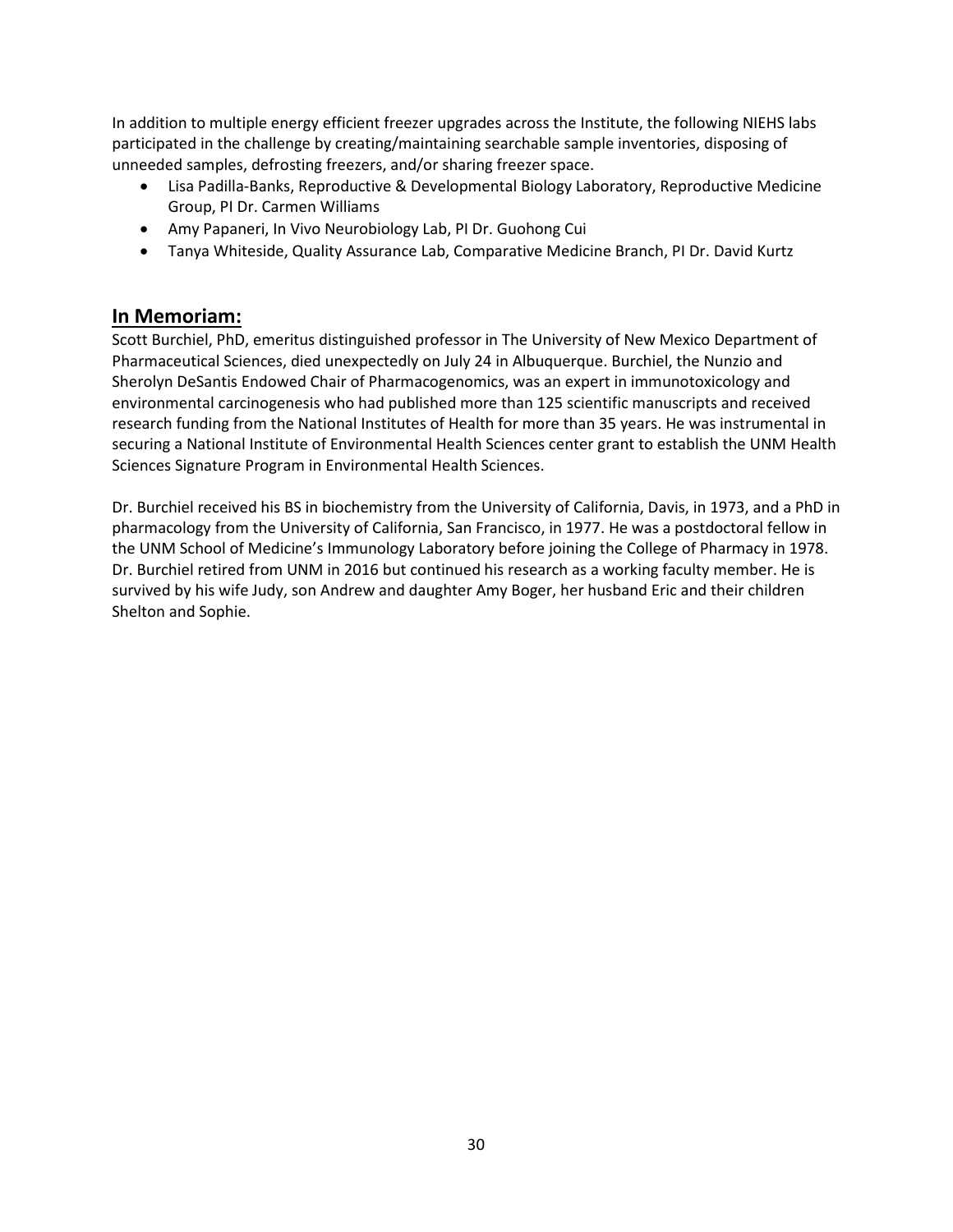In addition to multiple energy efficient freezer upgrades across the Institute, the following NIEHS labs participated in the challenge by creating/maintaining searchable sample inventories, disposing of unneeded samples, defrosting freezers, and/or sharing freezer space.

- Lisa Padilla-Banks, Reproductive & Developmental Biology Laboratory, Reproductive Medicine Group, PI Dr. Carmen Williams
- Amy Papaneri, In Vivo Neurobiology Lab, PI Dr. Guohong Cui
- Tanya Whiteside, Quality Assurance Lab, Comparative Medicine Branch, PI Dr. David Kurtz

## In Memoriam:

Scott Burchiel, PhD, emeritus distinguished professor in The University of New Mexico Department of Pharmaceutical Sciences, died unexpectedly on July 24 in Albuquerque. Burchiel, the Nunzio and Sherolyn DeSantis Endowed Chair of Pharmacogenomics, was an expert in immunotoxicology and environmental carcinogenesis who had published more than 125 scientific manuscripts and received research funding from the National Institutes of Health for more than 35 years. He was instrumental in securing a National Institute of Environmental Health Sciences center grant to establish the UNM Health Sciences Signature Program in Environmental Health Sciences.

Dr. Burchiel received his BS in biochemistry from the University of California, Davis, in 1973, and a PhD in pharmacology from the University of California, San Francisco, in 1977. He was a postdoctoral fellow in the UNM School of Medicine's Immunology Laboratory before joining the College of Pharmacy in 1978. Dr. Burchiel retired from UNM in 2016 but continued his research as a working faculty member. He is survived by his wife Judy, son Andrew and daughter Amy Boger, her husband Eric and their children Shelton and Sophie.